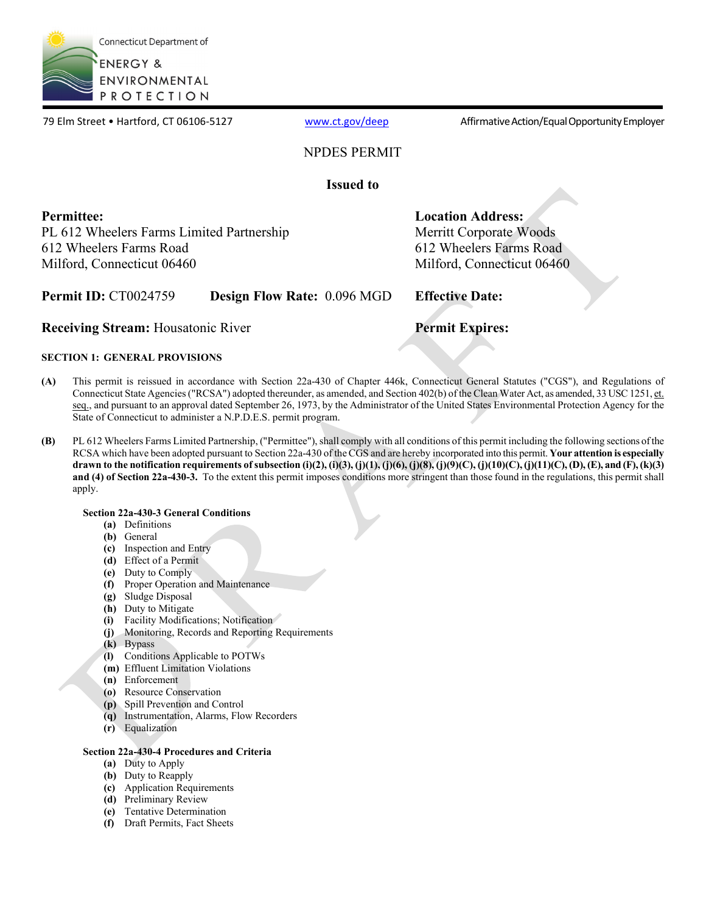Connecticut Department of ENERGY & ENVIRONMENTAL PROTECTION

79 Elm Street • Hartford, CT 06106-5127 | www.ct.gov/deep | Affirmative Action/Equal Opportunity Employer

# NPDES PERMIT

**Issued to**

**Permittee:**
PL 612 Wheelers Farms Limited Partnership
612 Wheelers Farms Road
Milford, Connecticut 06460

**Location Address:**
Merritt Corporate Woods
612 Wheelers Farms Road
Milford, Connecticut 06460

**Permit ID:** CT0024759 **Design Flow Rate:** 0.096 MGD **Effective Date:**

**Receiving Stream:** Housatonic River **Permit Expires:**

## SECTION 1: GENERAL PROVISIONS

**(A)** This permit is reissued in accordance with Section 22a-430 of Chapter 446k, Connecticut General Statutes ("CGS"), and Regulations of Connecticut State Agencies ("RCSA") adopted thereunder, as amended, and Section 402(b) of the Clean Water Act, as amended, 33 USC 1251, et. seq., and pursuant to an approval dated September 26, 1973, by the Administrator of the United States Environmental Protection Agency for the State of Connecticut to administer a N.P.D.E.S. permit program.

**(B)** PL 612 Wheelers Farms Limited Partnership, ("Permittee"), shall comply with all conditions of this permit including the following sections of the RCSA which have been adopted pursuant to Section 22a-430 of the CGS and are hereby incorporated into this permit. **Your attention is especially drawn to the notification requirements of subsection (i)(2), (i)(3), (j)(1), (j)(6), (j)(8), (j)(9)(C), (j)(10)(C), (j)(11)(C), (D), (E), and (F), (k)(3) and (4) of Section 22a-430-3.** To the extent this permit imposes conditions more stringent than those found in the regulations, this permit shall apply.

**Section 22a-430-3 General Conditions**

- **(a)** Definitions
- **(b)** General
- **(c)** Inspection and Entry
- **(d)** Effect of a Permit
- **(e)** Duty to Comply
- **(f)** Proper Operation and Maintenance
- **(g)** Sludge Disposal
- **(h)** Duty to Mitigate
- **(i)** Facility Modifications; Notification
- **(j)** Monitoring, Records and Reporting Requirements
- **(k)** Bypass
- **(l)** Conditions Applicable to POTWs
- **(m)** Effluent Limitation Violations
- **(n)** Enforcement
- **(o)** Resource Conservation
- **(p)** Spill Prevention and Control
- **(q)** Instrumentation, Alarms, Flow Recorders
- **(r)** Equalization

**Section 22a-430-4 Procedures and Criteria**

- **(a)** Duty to Apply
- **(b)** Duty to Reapply
- **(c)** Application Requirements
- **(d)** Preliminary Review
- **(e)** Tentative Determination
- **(f)** Draft Permits, Fact Sheets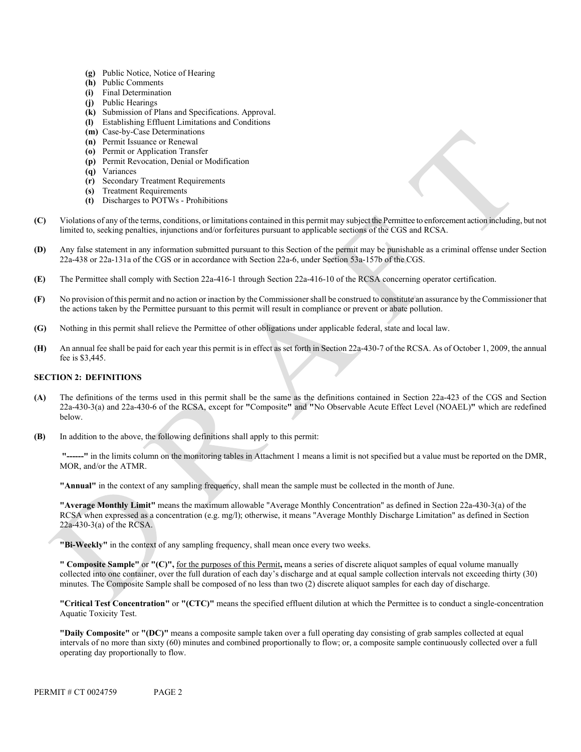- **(g)** Public Notice, Notice of Hearing
- **(h)** Public Comments
- **(i)** Final Determination
- **(j)** Public Hearings
- **(k)** Submission of Plans and Specifications. Approval.
- **(l)** Establishing Effluent Limitations and Conditions
- **(m)** Case-by-Case Determinations
- **(n)** Permit Issuance or Renewal
- **(o)** Permit or Application Transfer
- **(p)** Permit Revocation, Denial or Modification
- **(q)** Variances
- **(r)** Secondary Treatment Requirements
- **(s)** Treatment Requirements
- **(t)** Discharges to POTWs - Prohibitions

**(C)** Violations of any of the terms, conditions, or limitations contained in this permit may subject the Permittee to enforcement action including, but not limited to, seeking penalties, injunctions and/or forfeitures pursuant to applicable sections of the CGS and RCSA.

**(D)** Any false statement in any information submitted pursuant to this Section of the permit may be punishable as a criminal offense under Section 22a-438 or 22a-131a of the CGS or in accordance with Section 22a-6, under Section 53a-157b of the CGS.

**(E)** The Permittee shall comply with Section 22a-416-1 through Section 22a-416-10 of the RCSA concerning operator certification.

**(F)** No provision of this permit and no action or inaction by the Commissioner shall be construed to constitute an assurance by the Commissioner that the actions taken by the Permittee pursuant to this permit will result in compliance or prevent or abate pollution.

**(G)** Nothing in this permit shall relieve the Permittee of other obligations under applicable federal, state and local law.

**(H)** An annual fee shall be paid for each year this permit is in effect as set forth in Section 22a-430-7 of the RCSA. As of October 1, 2009, the annual fee is $3,445.

## SECTION 2: DEFINITIONS

**(A)** The definitions of the terms used in this permit shall be the same as the definitions contained in Section 22a-423 of the CGS and Section 22a-430-3(a) and 22a-430-6 of the RCSA, except for **"Composite"** and **"No Observable Acute Effect Level (NOAEL)"** which are redefined below.

**(B)** In addition to the above, the following definitions shall apply to this permit:

**"------"** in the limits column on the monitoring tables in Attachment 1 means a limit is not specified but a value must be reported on the DMR, MOR, and/or the ATMR.

**"Annual"** in the context of any sampling frequency, shall mean the sample must be collected in the month of June.

**"Average Monthly Limit"** means the maximum allowable "Average Monthly Concentration" as defined in Section 22a-430-3(a) of the RCSA when expressed as a concentration (e.g. mg/l); otherwise, it means "Average Monthly Discharge Limitation" as defined in Section 22a-430-3(a) of the RCSA.

**"Bi-Weekly"** in the context of any sampling frequency, shall mean once every two weeks.

**" Composite Sample"** or **"(C)",** for the purposes of this Permit**,** means a series of discrete aliquot samples of equal volume manually collected into one container, over the full duration of each day's discharge and at equal sample collection intervals not exceeding thirty (30) minutes. The Composite Sample shall be composed of no less than two (2) discrete aliquot samples for each day of discharge.

**"Critical Test Concentration"** or **"(CTC)"** means the specified effluent dilution at which the Permittee is to conduct a single-concentration Aquatic Toxicity Test.

**"Daily Composite"** or **"(DC)"** means a composite sample taken over a full operating day consisting of grab samples collected at equal intervals of no more than sixty (60) minutes and combined proportionally to flow; or, a composite sample continuously collected over a full operating day proportionally to flow.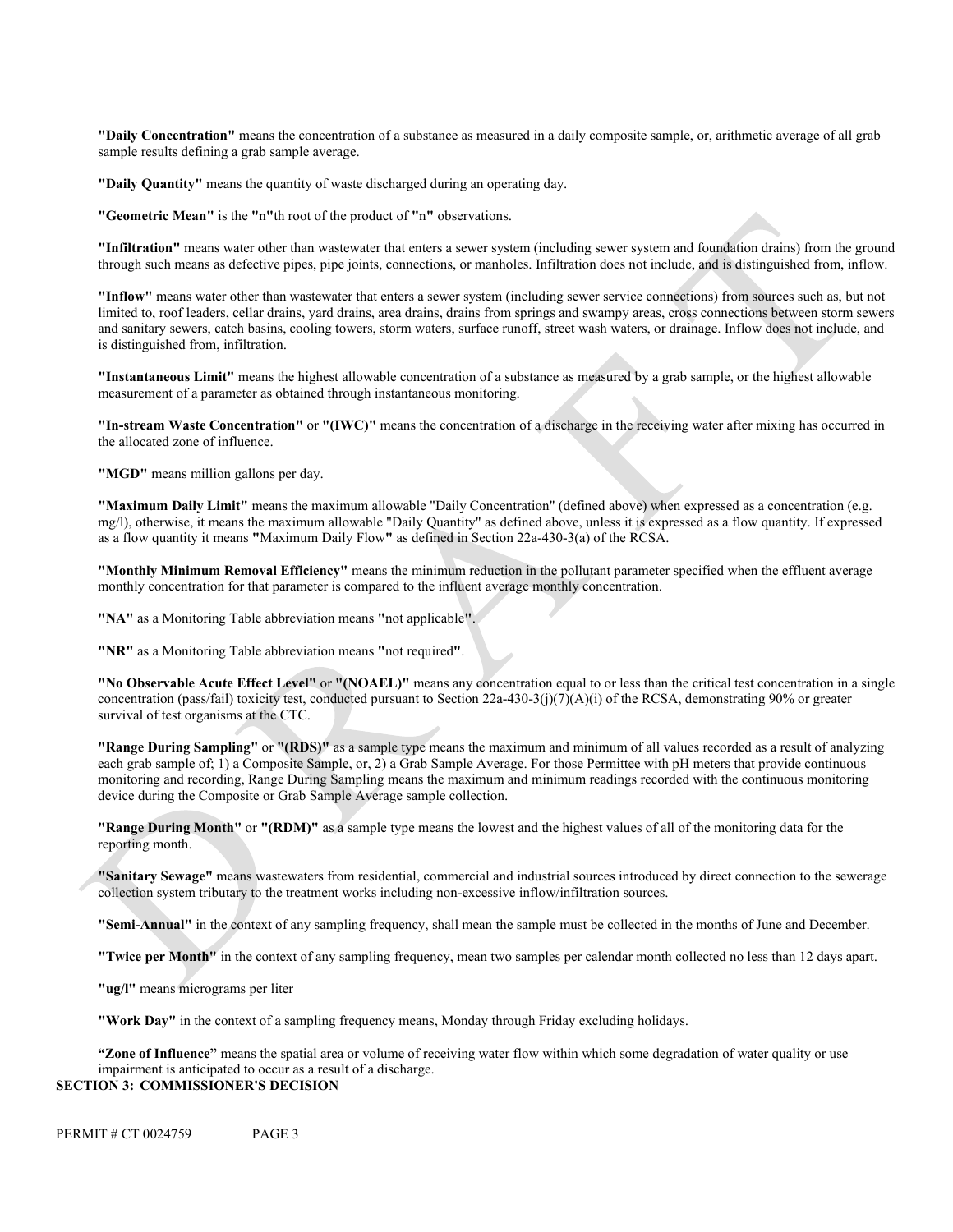**"Daily Concentration"** means the concentration of a substance as measured in a daily composite sample, or, arithmetic average of all grab sample results defining a grab sample average.

**"Daily Quantity"** means the quantity of waste discharged during an operating day.

**"Geometric Mean"** is the **"**n**"**th root of the product of **"**n**"** observations.

**"Infiltration"** means water other than wastewater that enters a sewer system (including sewer system and foundation drains) from the ground through such means as defective pipes, pipe joints, connections, or manholes. Infiltration does not include, and is distinguished from, inflow.

**"Inflow"** means water other than wastewater that enters a sewer system (including sewer service connections) from sources such as, but not limited to, roof leaders, cellar drains, yard drains, area drains, drains from springs and swampy areas, cross connections between storm sewers and sanitary sewers, catch basins, cooling towers, storm waters, surface runoff, street wash waters, or drainage. Inflow does not include, and is distinguished from, infiltration.

**"Instantaneous Limit"** means the highest allowable concentration of a substance as measured by a grab sample, or the highest allowable measurement of a parameter as obtained through instantaneous monitoring.

**"In-stream Waste Concentration"** or **"(IWC)"** means the concentration of a discharge in the receiving water after mixing has occurred in the allocated zone of influence.

**"MGD"** means million gallons per day.

**"Maximum Daily Limit"** means the maximum allowable "Daily Concentration" (defined above) when expressed as a concentration (e.g. mg/l), otherwise, it means the maximum allowable "Daily Quantity" as defined above, unless it is expressed as a flow quantity. If expressed as a flow quantity it means **"**Maximum Daily Flow**"** as defined in Section 22a-430-3(a) of the RCSA.

**"Monthly Minimum Removal Efficiency"** means the minimum reduction in the pollutant parameter specified when the effluent average monthly concentration for that parameter is compared to the influent average monthly concentration.

**"NA"** as a Monitoring Table abbreviation means **"**not applicable**"**.

**"NR"** as a Monitoring Table abbreviation means **"**not required**"**.

**"No Observable Acute Effect Level"** or **"(NOAEL)"** means any concentration equal to or less than the critical test concentration in a single concentration (pass/fail) toxicity test, conducted pursuant to Section 22a-430-3(j)(7)(A)(i) of the RCSA, demonstrating 90% or greater survival of test organisms at the CTC.

**"Range During Sampling"** or **"(RDS)"** as a sample type means the maximum and minimum of all values recorded as a result of analyzing each grab sample of; 1) a Composite Sample, or, 2) a Grab Sample Average. For those Permittee with pH meters that provide continuous monitoring and recording, Range During Sampling means the maximum and minimum readings recorded with the continuous monitoring device during the Composite or Grab Sample Average sample collection.

**"Range During Month"** or **"(RDM)"** as a sample type means the lowest and the highest values of all of the monitoring data for the reporting month.

**"Sanitary Sewage"** means wastewaters from residential, commercial and industrial sources introduced by direct connection to the sewerage collection system tributary to the treatment works including non-excessive inflow/infiltration sources.

**"Semi-Annual"** in the context of any sampling frequency, shall mean the sample must be collected in the months of June and December.

**"Twice per Month"** in the context of any sampling frequency, mean two samples per calendar month collected no less than 12 days apart.

**"ug/l"** means micrograms per liter

**"Work Day"** in the context of a sampling frequency means, Monday through Friday excluding holidays.

**"Zone of Influence"** means the spatial area or volume of receiving water flow within which some degradation of water quality or use impairment is anticipated to occur as a result of a discharge.

## SECTION 3: COMMISSIONER'S DECISION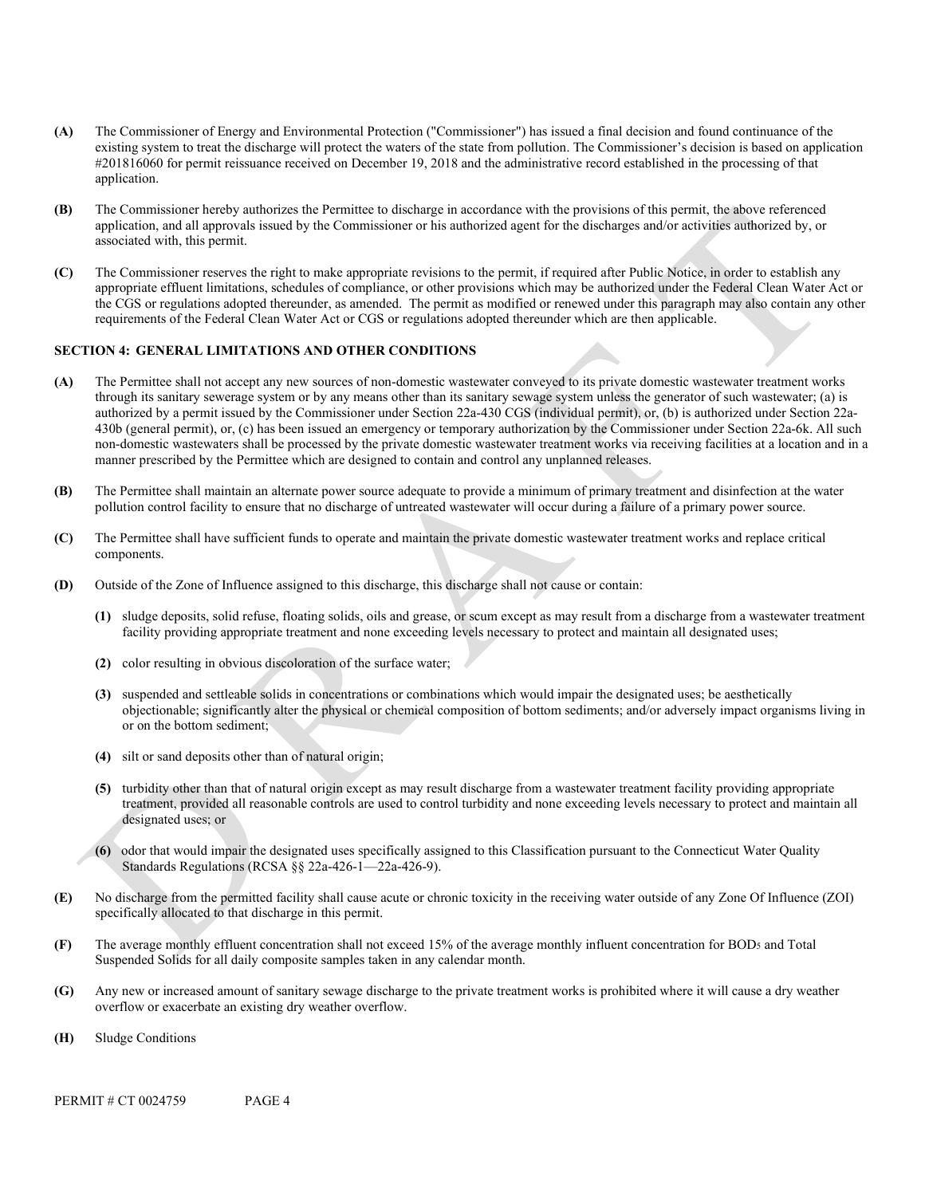**(A)** The Commissioner of Energy and Environmental Protection ("Commissioner") has issued a final decision and found continuance of the existing system to treat the discharge will protect the waters of the state from pollution. The Commissioner's decision is based on application #201816060 for permit reissuance received on December 19, 2018 and the administrative record established in the processing of that application.

**(B)** The Commissioner hereby authorizes the Permittee to discharge in accordance with the provisions of this permit, the above referenced application, and all approvals issued by the Commissioner or his authorized agent for the discharges and/or activities authorized by, or associated with, this permit.

**(C)** The Commissioner reserves the right to make appropriate revisions to the permit, if required after Public Notice, in order to establish any appropriate effluent limitations, schedules of compliance, or other provisions which may be authorized under the Federal Clean Water Act or the CGS or regulations adopted thereunder, as amended. The permit as modified or renewed under this paragraph may also contain any other requirements of the Federal Clean Water Act or CGS or regulations adopted thereunder which are then applicable.

## SECTION 4: GENERAL LIMITATIONS AND OTHER CONDITIONS

**(A)** The Permittee shall not accept any new sources of non-domestic wastewater conveyed to its private domestic wastewater treatment works through its sanitary sewerage system or by any means other than its sanitary sewage system unless the generator of such wastewater; (a) is authorized by a permit issued by the Commissioner under Section 22a-430 CGS (individual permit), or, (b) is authorized under Section 22a-430b (general permit), or, (c) has been issued an emergency or temporary authorization by the Commissioner under Section 22a-6k. All such non-domestic wastewaters shall be processed by the private domestic wastewater treatment works via receiving facilities at a location and in a manner prescribed by the Permittee which are designed to contain and control any unplanned releases.

**(B)** The Permittee shall maintain an alternate power source adequate to provide a minimum of primary treatment and disinfection at the water pollution control facility to ensure that no discharge of untreated wastewater will occur during a failure of a primary power source.

**(C)** The Permittee shall have sufficient funds to operate and maintain the private domestic wastewater treatment works and replace critical components.

**(D)** Outside of the Zone of Influence assigned to this discharge, this discharge shall not cause or contain:

- **(1)** sludge deposits, solid refuse, floating solids, oils and grease, or scum except as may result from a discharge from a wastewater treatment facility providing appropriate treatment and none exceeding levels necessary to protect and maintain all designated uses;
- **(2)** color resulting in obvious discoloration of the surface water;
- **(3)** suspended and settleable solids in concentrations or combinations which would impair the designated uses; be aesthetically objectionable; significantly alter the physical or chemical composition of bottom sediments; and/or adversely impact organisms living in or on the bottom sediment;
- **(4)** silt or sand deposits other than of natural origin;
- **(5)** turbidity other than that of natural origin except as may result discharge from a wastewater treatment facility providing appropriate treatment, provided all reasonable controls are used to control turbidity and none exceeding levels necessary to protect and maintain all designated uses; or
- **(6)** odor that would impair the designated uses specifically assigned to this Classification pursuant to the Connecticut Water Quality Standards Regulations (RCSA §§ 22a-426-1—22a-426-9).

**(E)** No discharge from the permitted facility shall cause acute or chronic toxicity in the receiving water outside of any Zone Of Influence (ZOI) specifically allocated to that discharge in this permit.

**(F)** The average monthly effluent concentration shall not exceed 15% of the average monthly influent concentration for $BOD_5$ and Total Suspended Solids for all daily composite samples taken in any calendar month.

**(G)** Any new or increased amount of sanitary sewage discharge to the private treatment works is prohibited where it will cause a dry weather overflow or exacerbate an existing dry weather overflow.

**(H)** Sludge Conditions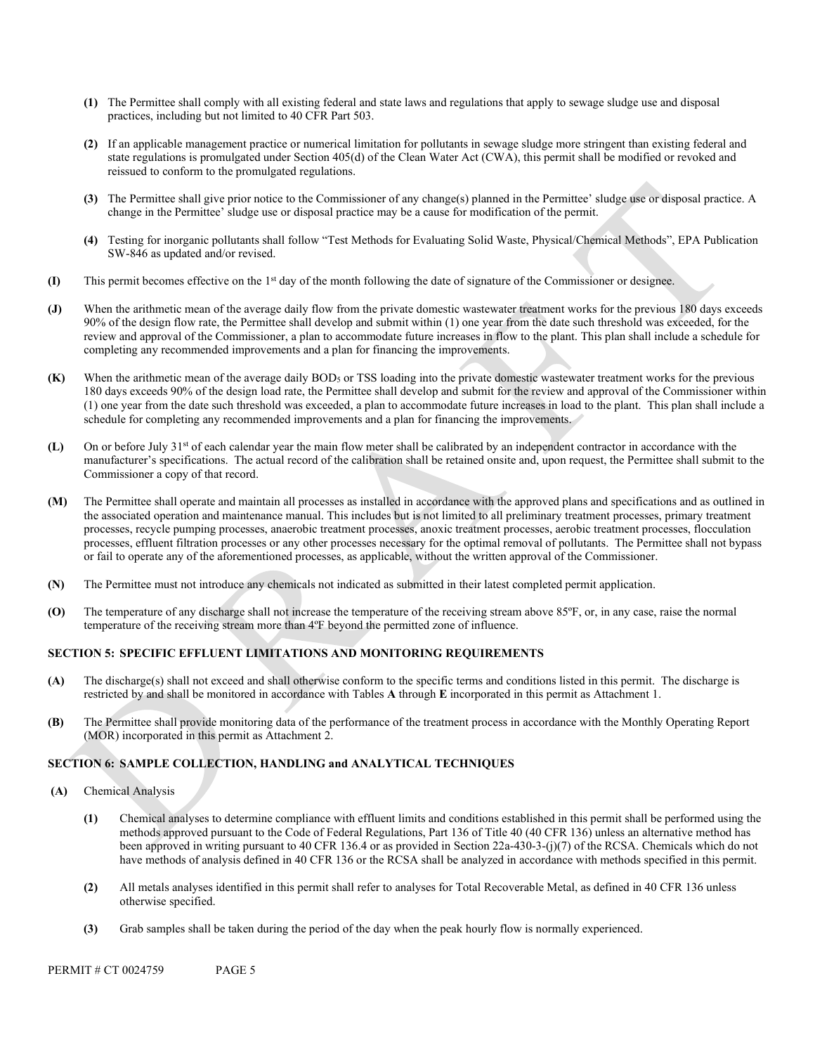**(1)** The Permittee shall comply with all existing federal and state laws and regulations that apply to sewage sludge use and disposal practices, including but not limited to 40 CFR Part 503.

**(2)** If an applicable management practice or numerical limitation for pollutants in sewage sludge more stringent than existing federal and state regulations is promulgated under Section 405(d) of the Clean Water Act (CWA), this permit shall be modified or revoked and reissued to conform to the promulgated regulations.

**(3)** The Permittee shall give prior notice to the Commissioner of any change(s) planned in the Permittee' sludge use or disposal practice. A change in the Permittee' sludge use or disposal practice may be a cause for modification of the permit.

**(4)** Testing for inorganic pollutants shall follow "Test Methods for Evaluating Solid Waste, Physical/Chemical Methods", EPA Publication SW-846 as updated and/or revised.

**(I)** This permit becomes effective on the 1st day of the month following the date of signature of the Commissioner or designee.

**(J)** When the arithmetic mean of the average daily flow from the private domestic wastewater treatment works for the previous 180 days exceeds 90% of the design flow rate, the Permittee shall develop and submit within (1) one year from the date such threshold was exceeded, for the review and approval of the Commissioner, a plan to accommodate future increases in flow to the plant. This plan shall include a schedule for completing any recommended improvements and a plan for financing the improvements.

**(K)** When the arithmetic mean of the average daily $BOD_5$ or TSS loading into the private domestic wastewater treatment works for the previous 180 days exceeds 90% of the design load rate, the Permittee shall develop and submit for the review and approval of the Commissioner within (1) one year from the date such threshold was exceeded, a plan to accommodate future increases in load to the plant. This plan shall include a schedule for completing any recommended improvements and a plan for financing the improvements.

**(L)** On or before July 31st of each calendar year the main flow meter shall be calibrated by an independent contractor in accordance with the manufacturer's specifications. The actual record of the calibration shall be retained onsite and, upon request, the Permittee shall submit to the Commissioner a copy of that record.

**(M)** The Permittee shall operate and maintain all processes as installed in accordance with the approved plans and specifications and as outlined in the associated operation and maintenance manual. This includes but is not limited to all preliminary treatment processes, primary treatment processes, recycle pumping processes, anaerobic treatment processes, anoxic treatment processes, aerobic treatment processes, flocculation processes, effluent filtration processes or any other processes necessary for the optimal removal of pollutants. The Permittee shall not bypass or fail to operate any of the aforementioned processes, as applicable, without the written approval of the Commissioner.

**(N)** The Permittee must not introduce any chemicals not indicated as submitted in their latest completed permit application.

**(O)** The temperature of any discharge shall not increase the temperature of the receiving stream above 85ºF, or, in any case, raise the normal temperature of the receiving stream more than 4ºF beyond the permitted zone of influence.

## SECTION 5: SPECIFIC EFFLUENT LIMITATIONS AND MONITORING REQUIREMENTS

**(A)** The discharge(s) shall not exceed and shall otherwise conform to the specific terms and conditions listed in this permit. The discharge is restricted by and shall be monitored in accordance with Tables **A** through **E** incorporated in this permit as Attachment 1.

**(B)** The Permittee shall provide monitoring data of the performance of the treatment process in accordance with the Monthly Operating Report (MOR) incorporated in this permit as Attachment 2.

## SECTION 6: SAMPLE COLLECTION, HANDLING and ANALYTICAL TECHNIQUES

**(A)** Chemical Analysis

**(1)** Chemical analyses to determine compliance with effluent limits and conditions established in this permit shall be performed using the methods approved pursuant to the Code of Federal Regulations, Part 136 of Title 40 (40 CFR 136) unless an alternative method has been approved in writing pursuant to 40 CFR 136.4 or as provided in Section 22a-430-3-(j)(7) of the RCSA. Chemicals which do not have methods of analysis defined in 40 CFR 136 or the RCSA shall be analyzed in accordance with methods specified in this permit.

**(2)** All metals analyses identified in this permit shall refer to analyses for Total Recoverable Metal, as defined in 40 CFR 136 unless otherwise specified.

**(3)** Grab samples shall be taken during the period of the day when the peak hourly flow is normally experienced.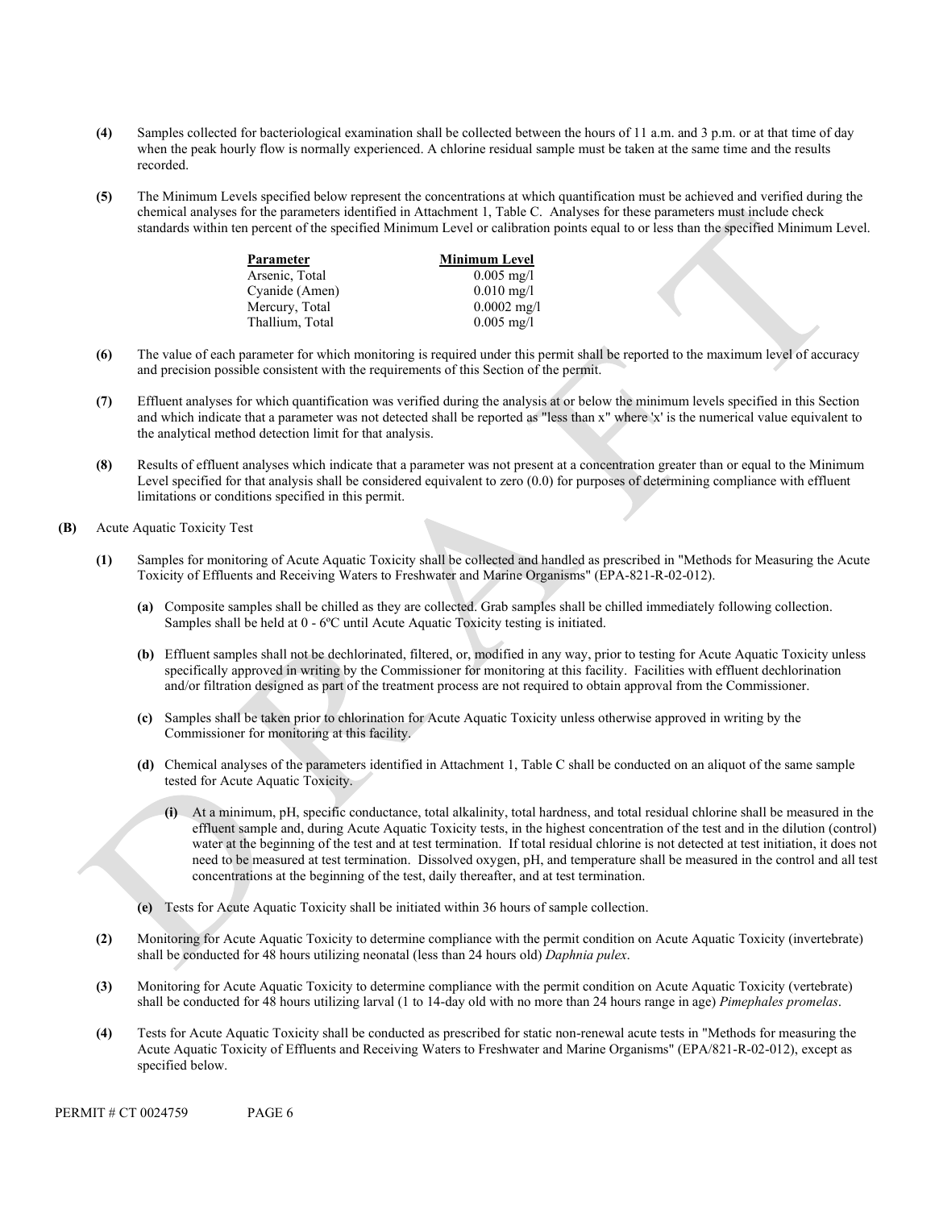**(4)** Samples collected for bacteriological examination shall be collected between the hours of 11 a.m. and 3 p.m. or at that time of day when the peak hourly flow is normally experienced. A chlorine residual sample must be taken at the same time and the results recorded.

**(5)** The Minimum Levels specified below represent the concentrations at which quantification must be achieved and verified during the chemical analyses for the parameters identified in Attachment 1, Table C. Analyses for these parameters must include check standards within ten percent of the specified Minimum Level or calibration points equal to or less than the specified Minimum Level.

| Parameter | Minimum Level |
|---|---|
| Arsenic, Total | 0.005 mg/l |
| Cyanide (Amen) | 0.010 mg/l |
| Mercury, Total | 0.0002 mg/l |
| Thallium, Total | 0.005 mg/l |

**(6)** The value of each parameter for which monitoring is required under this permit shall be reported to the maximum level of accuracy and precision possible consistent with the requirements of this Section of the permit.

**(7)** Effluent analyses for which quantification was verified during the analysis at or below the minimum levels specified in this Section and which indicate that a parameter was not detected shall be reported as "less than x" where 'x' is the numerical value equivalent to the analytical method detection limit for that analysis.

**(8)** Results of effluent analyses which indicate that a parameter was not present at a concentration greater than or equal to the Minimum Level specified for that analysis shall be considered equivalent to zero (0.0) for purposes of determining compliance with effluent limitations or conditions specified in this permit.

**(B)** Acute Aquatic Toxicity Test

**(1)** Samples for monitoring of Acute Aquatic Toxicity shall be collected and handled as prescribed in "Methods for Measuring the Acute Toxicity of Effluents and Receiving Waters to Freshwater and Marine Organisms" (EPA-821-R-02-012).

**(a)** Composite samples shall be chilled as they are collected. Grab samples shall be chilled immediately following collection. Samples shall be held at 0 - 6ºC until Acute Aquatic Toxicity testing is initiated.

**(b)** Effluent samples shall not be dechlorinated, filtered, or, modified in any way, prior to testing for Acute Aquatic Toxicity unless specifically approved in writing by the Commissioner for monitoring at this facility. Facilities with effluent dechlorination and/or filtration designed as part of the treatment process are not required to obtain approval from the Commissioner.

**(c)** Samples shall be taken prior to chlorination for Acute Aquatic Toxicity unless otherwise approved in writing by the Commissioner for monitoring at this facility.

**(d)** Chemical analyses of the parameters identified in Attachment 1, Table C shall be conducted on an aliquot of the same sample tested for Acute Aquatic Toxicity.

**(i)** At a minimum, pH, specific conductance, total alkalinity, total hardness, and total residual chlorine shall be measured in the effluent sample and, during Acute Aquatic Toxicity tests, in the highest concentration of the test and in the dilution (control) water at the beginning of the test and at test termination. If total residual chlorine is not detected at test initiation, it does not need to be measured at test termination. Dissolved oxygen, pH, and temperature shall be measured in the control and all test concentrations at the beginning of the test, daily thereafter, and at test termination.

**(e)** Tests for Acute Aquatic Toxicity shall be initiated within 36 hours of sample collection.

**(2)** Monitoring for Acute Aquatic Toxicity to determine compliance with the permit condition on Acute Aquatic Toxicity (invertebrate) shall be conducted for 48 hours utilizing neonatal (less than 24 hours old) *Daphnia pulex*.

**(3)** Monitoring for Acute Aquatic Toxicity to determine compliance with the permit condition on Acute Aquatic Toxicity (vertebrate) shall be conducted for 48 hours utilizing larval (1 to 14-day old with no more than 24 hours range in age) *Pimephales promelas*.

**(4)** Tests for Acute Aquatic Toxicity shall be conducted as prescribed for static non-renewal acute tests in "Methods for measuring the Acute Aquatic Toxicity of Effluents and Receiving Waters to Freshwater and Marine Organisms" (EPA/821-R-02-012), except as specified below.

PERMIT # CT 0024759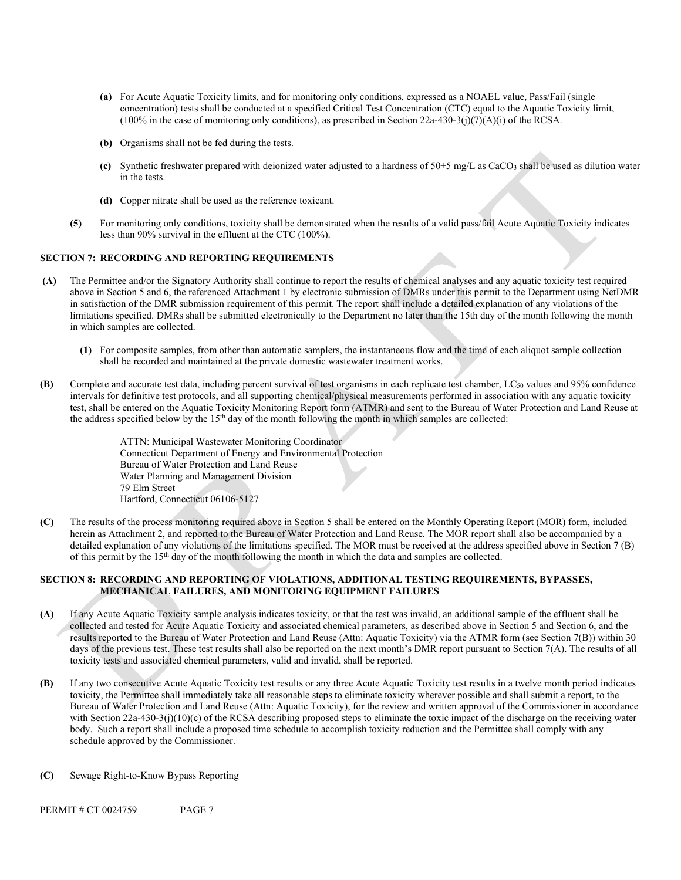**(a)** For Acute Aquatic Toxicity limits, and for monitoring only conditions, expressed as a NOAEL value, Pass/Fail (single concentration) tests shall be conducted at a specified Critical Test Concentration (CTC) equal to the Aquatic Toxicity limit, (100% in the case of monitoring only conditions), as prescribed in Section 22a-430-3(j)(7)(A)(i) of the RCSA.

**(b)** Organisms shall not be fed during the tests.

**(c)** Synthetic freshwater prepared with deionized water adjusted to a hardness of 50±5 mg/L as $CaCO_3$ shall be used as dilution water in the tests.

**(d)** Copper nitrate shall be used as the reference toxicant.

**(5)** For monitoring only conditions, toxicity shall be demonstrated when the results of a valid pass/fail Acute Aquatic Toxicity indicates less than 90% survival in the effluent at the CTC (100%).

## SECTION 7: RECORDING AND REPORTING REQUIREMENTS

**(A)** The Permittee and/or the Signatory Authority shall continue to report the results of chemical analyses and any aquatic toxicity test required above in Section 5 and 6, the referenced Attachment 1 by electronic submission of DMRs under this permit to the Department using NetDMR in satisfaction of the DMR submission requirement of this permit. The report shall include a detailed explanation of any violations of the limitations specified. DMRs shall be submitted electronically to the Department no later than the 15th day of the month following the month in which samples are collected.

**(1)** For composite samples, from other than automatic samplers, the instantaneous flow and the time of each aliquot sample collection shall be recorded and maintained at the private domestic wastewater treatment works.

**(B)** Complete and accurate test data, including percent survival of test organisms in each replicate test chamber, $LC_{50}$ values and 95% confidence intervals for definitive test protocols, and all supporting chemical/physical measurements performed in association with any aquatic toxicity test, shall be entered on the Aquatic Toxicity Monitoring Report form (ATMR) and sent to the Bureau of Water Protection and Land Reuse at the address specified below by the 15th day of the month following the month in which samples are collected:

> ATTN: Municipal Wastewater Monitoring Coordinator
> Connecticut Department of Energy and Environmental Protection
> Bureau of Water Protection and Land Reuse
> Water Planning and Management Division
> 79 Elm Street
> Hartford, Connecticut 06106-5127

**(C)** The results of the process monitoring required above in Section 5 shall be entered on the Monthly Operating Report (MOR) form, included herein as Attachment 2, and reported to the Bureau of Water Protection and Land Reuse. The MOR report shall also be accompanied by a detailed explanation of any violations of the limitations specified. The MOR must be received at the address specified above in Section 7 (B) of this permit by the 15th day of the month following the month in which the data and samples are collected.

## SECTION 8: RECORDING AND REPORTING OF VIOLATIONS, ADDITIONAL TESTING REQUIREMENTS, BYPASSES, MECHANICAL FAILURES, AND MONITORING EQUIPMENT FAILURES

**(A)** If any Acute Aquatic Toxicity sample analysis indicates toxicity, or that the test was invalid, an additional sample of the effluent shall be collected and tested for Acute Aquatic Toxicity and associated chemical parameters, as described above in Section 5 and Section 6, and the results reported to the Bureau of Water Protection and Land Reuse (Attn: Aquatic Toxicity) via the ATMR form (see Section 7(B)) within 30 days of the previous test. These test results shall also be reported on the next month's DMR report pursuant to Section 7(A). The results of all toxicity tests and associated chemical parameters, valid and invalid, shall be reported.

**(B)** If any two consecutive Acute Aquatic Toxicity test results or any three Acute Aquatic Toxicity test results in a twelve month period indicates toxicity, the Permittee shall immediately take all reasonable steps to eliminate toxicity wherever possible and shall submit a report, to the Bureau of Water Protection and Land Reuse (Attn: Aquatic Toxicity), for the review and written approval of the Commissioner in accordance with Section 22a-430-3(j)(10)(c) of the RCSA describing proposed steps to eliminate the toxic impact of the discharge on the receiving water body. Such a report shall include a proposed time schedule to accomplish toxicity reduction and the Permittee shall comply with any schedule approved by the Commissioner.

**(C)** Sewage Right-to-Know Bypass Reporting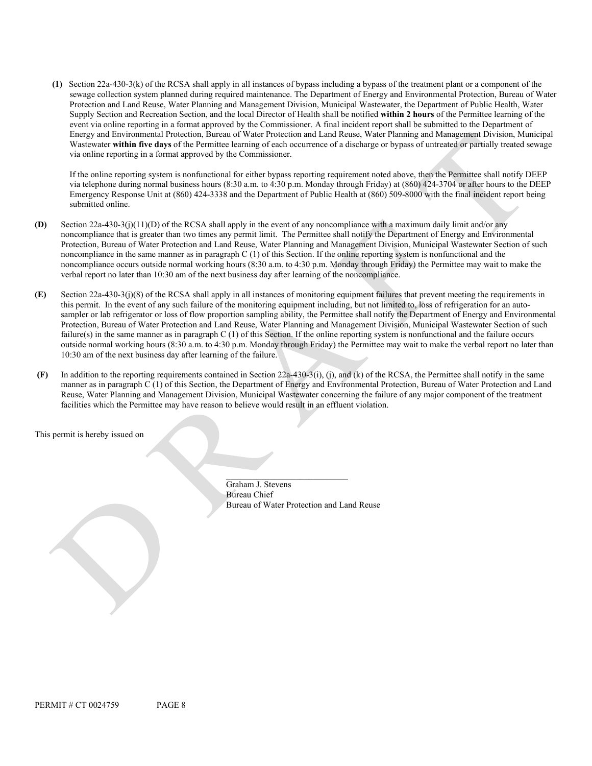**(1)** Section 22a-430-3(k) of the RCSA shall apply in all instances of bypass including a bypass of the treatment plant or a component of the sewage collection system planned during required maintenance. The Department of Energy and Environmental Protection, Bureau of Water Protection and Land Reuse, Water Planning and Management Division, Municipal Wastewater, the Department of Public Health, Water Supply Section and Recreation Section, and the local Director of Health shall be notified **within 2 hours** of the Permittee learning of the event via online reporting in a format approved by the Commissioner. A final incident report shall be submitted to the Department of Energy and Environmental Protection, Bureau of Water Protection and Land Reuse, Water Planning and Management Division, Municipal Wastewater **within five days** of the Permittee learning of each occurrence of a discharge or bypass of untreated or partially treated sewage via online reporting in a format approved by the Commissioner.

If the online reporting system is nonfunctional for either bypass reporting requirement noted above, then the Permittee shall notify DEEP via telephone during normal business hours (8:30 a.m. to 4:30 p.m. Monday through Friday) at (860) 424-3704 or after hours to the DEEP Emergency Response Unit at (860) 424-3338 and the Department of Public Health at (860) 509-8000 with the final incident report being submitted online.

**(D)** Section 22a-430-3(j)(11)(D) of the RCSA shall apply in the event of any noncompliance with a maximum daily limit and/or any noncompliance that is greater than two times any permit limit. The Permittee shall notify the Department of Energy and Environmental Protection, Bureau of Water Protection and Land Reuse, Water Planning and Management Division, Municipal Wastewater Section of such noncompliance in the same manner as in paragraph C (1) of this Section. If the online reporting system is nonfunctional and the noncompliance occurs outside normal working hours (8:30 a.m. to 4:30 p.m. Monday through Friday) the Permittee may wait to make the verbal report no later than 10:30 am of the next business day after learning of the noncompliance.

**(E)** Section 22a-430-3(j)(8) of the RCSA shall apply in all instances of monitoring equipment failures that prevent meeting the requirements in this permit. In the event of any such failure of the monitoring equipment including, but not limited to, loss of refrigeration for an auto-sampler or lab refrigerator or loss of flow proportion sampling ability, the Permittee shall notify the Department of Energy and Environmental Protection, Bureau of Water Protection and Land Reuse, Water Planning and Management Division, Municipal Wastewater Section of such failure(s) in the same manner as in paragraph C (1) of this Section. If the online reporting system is nonfunctional and the failure occurs outside normal working hours (8:30 a.m. to 4:30 p.m. Monday through Friday) the Permittee may wait to make the verbal report no later than 10:30 am of the next business day after learning of the failure.

**(F)** In addition to the reporting requirements contained in Section 22a-430-3(i), (j), and (k) of the RCSA, the Permittee shall notify in the same manner as in paragraph C (1) of this Section, the Department of Energy and Environmental Protection, Bureau of Water Protection and Land Reuse, Water Planning and Management Division, Municipal Wastewater concerning the failure of any major component of the treatment facilities which the Permittee may have reason to believe would result in an effluent violation.

This permit is hereby issued on

\_\_\_\_\_\_\_\_\_\_\_\_\_\_\_\_\_\_\_\_\_\_\_\_\_\_\_\_\_\_
Graham J. Stevens
Bureau Chief
Bureau of Water Protection and Land Reuse

PERMIT # CT 0024759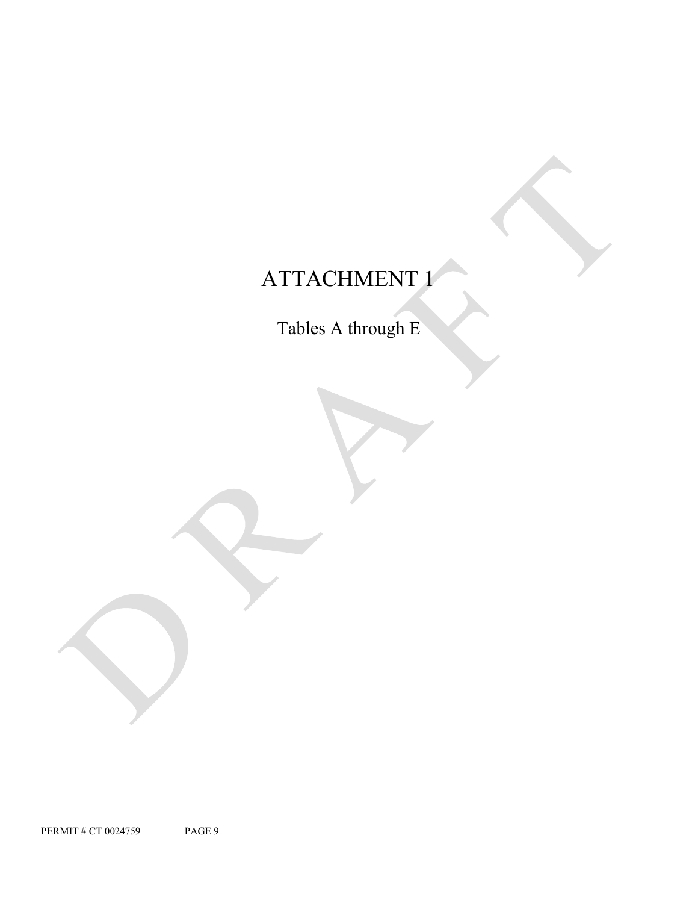# ATTACHMENT 1

Tables A through E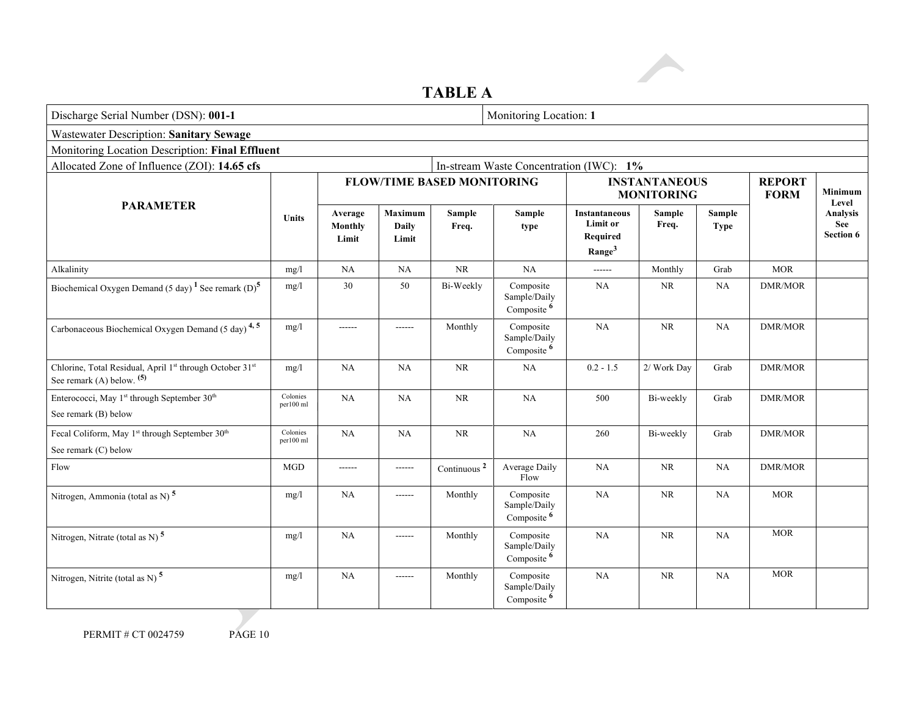# TABLE A

| Discharge Serial Number (DSN): **001-1** | | | | | | Monitoring Location: **1** | | | | |
|---|---|---|---|---|---|---|---|---|---|---|
| Wastewater Description: **Sanitary Sewage** | | | | | | | | | | |
| Monitoring Location Description: **Final Effluent** | | | | | | | | | | |
| Allocated Zone of Influence (ZOI): **14.65 cfs** | | | | | | In-stream Waste Concentration (IWC): **1%** | | | | |
| **PARAMETER** | **Units** | **FLOW/TIME BASED MONITORING** | | | | **INSTANTANEOUS MONITORING** | | | **REPORT FORM** | **Minimum Level Analysis See Section 6** |
| | | **Average Monthly Limit** | **Maximum Daily Limit** | **Sample Freq.** | **Sample type** | **Instantaneous Limit or Required Range**[3] | **Sample Freq.** | **Sample Type** | | |
| Alkalinity | mg/l | NA | NA | NR | NA | ------ | Monthly | Grab | MOR | |
| Biochemical Oxygen Demand (5 day) [1] See remark (D)[5] | mg/l | 30 | 50 | Bi-Weekly | Composite Sample/Daily Composite [6] | NA | NR | NA | DMR/MOR | |
| Carbonaceous Biochemical Oxygen Demand (5 day) [4, 5] | mg/l | ------ | ------ | Monthly | Composite Sample/Daily Composite [6] | NA | NR | NA | DMR/MOR | |
| Chlorine, Total Residual, April 1st through October 31st See remark (A) below. (5) | mg/l | NA | NA | NR | NA | 0.2 - 1.5 | 2/ Work Day | Grab | DMR/MOR | |
| Enterococci, May 1st through September 30th See remark (B) below | Colonies per100 ml | NA | NA | NR | NA | 500 | Bi-weekly | Grab | DMR/MOR | |
| Fecal Coliform, May 1st through September 30th See remark (C) below | Colonies per100 ml | NA | NA | NR | NA | 260 | Bi-weekly | Grab | DMR/MOR | |
| Flow | MGD | ------ | ------ | Continuous [2] | Average Daily Flow | NA | NR | NA | DMR/MOR | |
| Nitrogen, Ammonia (total as N) [5] | mg/l | NA | ------ | Monthly | Composite Sample/Daily Composite [6] | NA | NR | NA | MOR | |
| Nitrogen, Nitrate (total as N) [5] | mg/l | NA | ------ | Monthly | Composite Sample/Daily Composite [6] | NA | NR | NA | MOR | |
| Nitrogen, Nitrite (total as N) [5] | mg/l | NA | ------ | Monthly | Composite Sample/Daily Composite [6] | NA | NR | NA | MOR | |

PERMIT # CT 0024759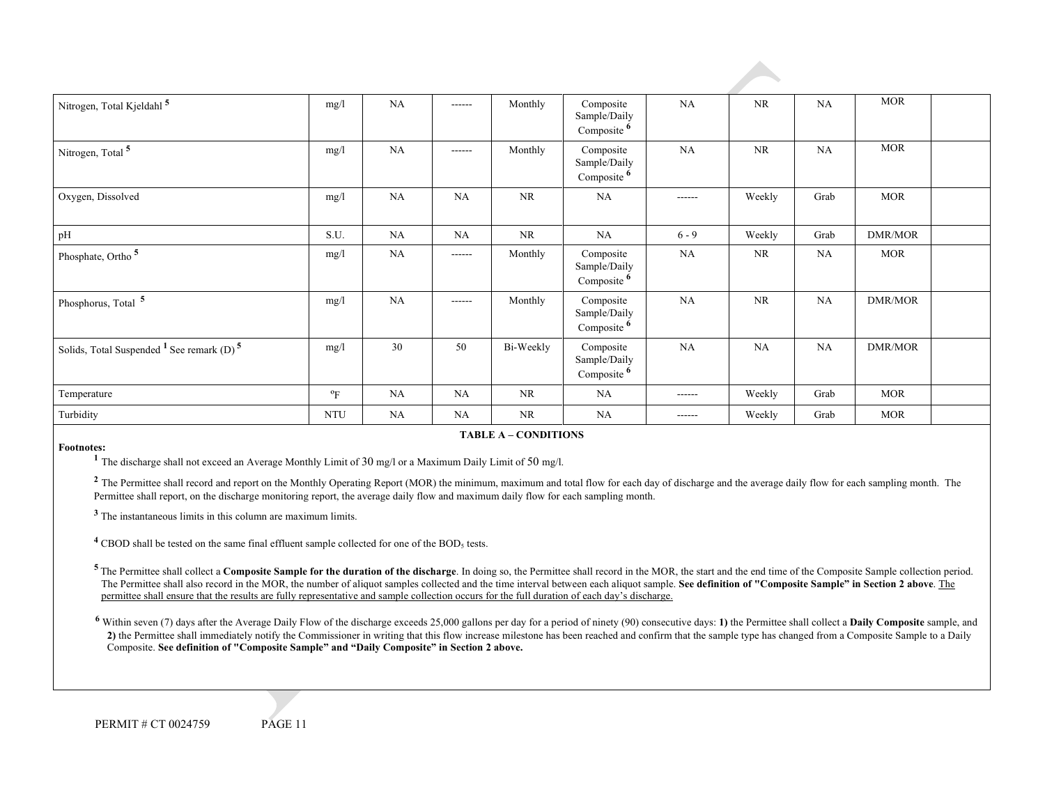| | | | | | | | | | | |
|---|---|---|---|---|---|---|---|---|---|---|
| Nitrogen, Total Kjeldahl [5] | mg/l | NA | ------ | Monthly | Composite Sample/Daily Composite [6] | NA | NR | NA | MOR | |
| Nitrogen, Total [5] | mg/l | NA | ------ | Monthly | Composite Sample/Daily Composite [6] | NA | NR | NA | MOR | |
| Oxygen, Dissolved | mg/l | NA | NA | NR | NA | ------ | Weekly | Grab | MOR | |
| pH | S.U. | NA | NA | NR | NA | 6 - 9 | Weekly | Grab | DMR/MOR | |
| Phosphate, Ortho [5] | mg/l | NA | ------ | Monthly | Composite Sample/Daily Composite [6] | NA | NR | NA | MOR | |
| Phosphorus, Total [5] | mg/l | NA | ------ | Monthly | Composite Sample/Daily Composite [6] | NA | NR | NA | DMR/MOR | |
| Solids, Total Suspended [1] See remark (D) [5] | mg/l | 30 | 50 | Bi-Weekly | Composite Sample/Daily Composite [6] | NA | NA | NA | DMR/MOR | |
| Temperature | ºF | NA | NA | NR | NA | ------ | Weekly | Grab | MOR | |
| Turbidity | NTU | NA | NA | NR | NA | ------ | Weekly | Grab | MOR | |

**TABLE A – CONDITIONS**

**Footnotes:**

[1] The discharge shall not exceed an Average Monthly Limit of 30 mg/l or a Maximum Daily Limit of 50 mg/l.

[2] The Permittee shall record and report on the Monthly Operating Report (MOR) the minimum, maximum and total flow for each day of discharge and the average daily flow for each sampling month. The Permittee shall report, on the discharge monitoring report, the average daily flow and maximum daily flow for each sampling month.

[3] The instantaneous limits in this column are maximum limits.

[4] CBOD shall be tested on the same final effluent sample collected for one of the $BOD_5$ tests.

[5] The Permittee shall collect a **Composite Sample for the duration of the discharge**. In doing so, the Permittee shall record in the MOR, the start and the end time of the Composite Sample collection period. The Permittee shall also record in the MOR, the number of aliquot samples collected and the time interval between each aliquot sample. **See definition of "Composite Sample" in Section 2 above**. The permittee shall ensure that the results are fully representative and sample collection occurs for the full duration of each day's discharge.

[6] Within seven (7) days after the Average Daily Flow of the discharge exceeds 25,000 gallons per day for a period of ninety (90) consecutive days: **1)** the Permittee shall collect a **Daily Composite** sample, and **2)** the Permittee shall immediately notify the Commissioner in writing that this flow increase milestone has been reached and confirm that the sample type has changed from a Composite Sample to a Daily Composite. **See definition of "Composite Sample" and "Daily Composite" in Section 2 above.**

PERMIT # CT 0024759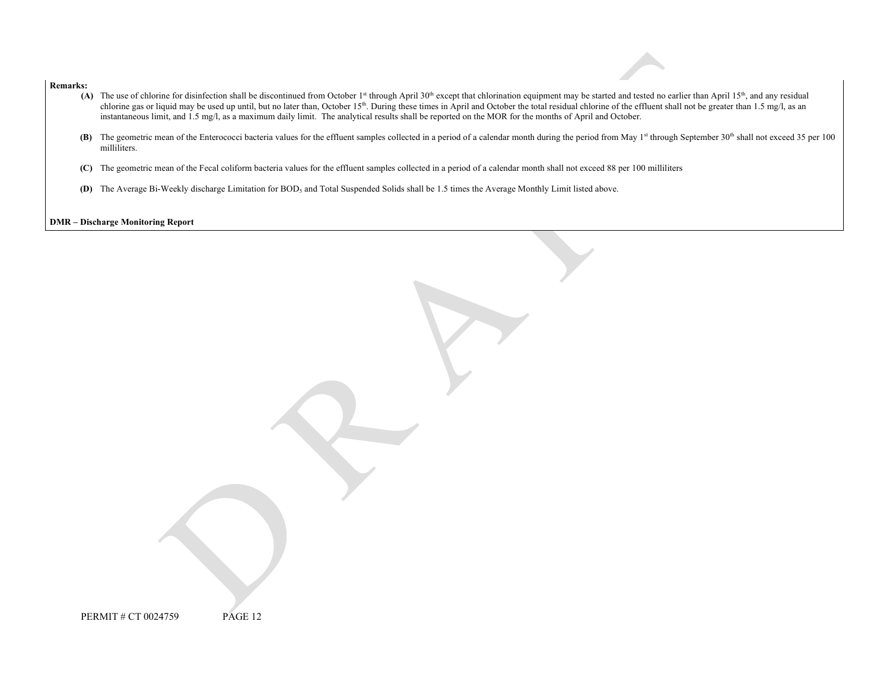**Remarks:**

**(A)** The use of chlorine for disinfection shall be discontinued from October 1st through April 30th except that chlorination equipment may be started and tested no earlier than April 15th, and any residual chlorine gas or liquid may be used up until, but no later than, October 15th. During these times in April and October the total residual chlorine of the effluent shall not be greater than 1.5 mg/l, as an instantaneous limit, and 1.5 mg/l, as a maximum daily limit. The analytical results shall be reported on the MOR for the months of April and October.

**(B)** The geometric mean of the Enterococci bacteria values for the effluent samples collected in a period of a calendar month during the period from May 1st through September 30th shall not exceed 35 per 100 milliliters.

**(C)** The geometric mean of the Fecal coliform bacteria values for the effluent samples collected in a period of a calendar month shall not exceed 88 per 100 milliliters

**(D)** The Average Bi-Weekly discharge Limitation for $BOD_5$ and Total Suspended Solids shall be 1.5 times the Average Monthly Limit listed above.

**DMR – Discharge Monitoring Report**

PERMIT # CT 0024759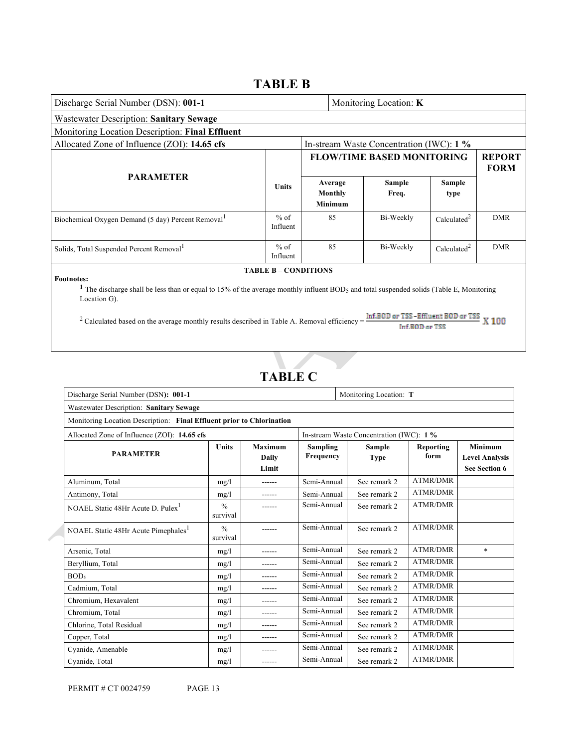# TABLE B

| Discharge Serial Number (DSN): **001-1** | | Monitoring Location: **K** | | | |
|---|---|---|---|---|---|
| Wastewater Description: **Sanitary Sewage** | | | | | |
| Monitoring Location Description: **Final Effluent** | | | | | |
| Allocated Zone of Influence (ZOI): **14.65 cfs** | | In-stream Waste Concentration (IWC): **1 %** | | | |
| **PARAMETER** | **Units** | **FLOW/TIME BASED MONITORING** | | | **REPORT FORM** |
| | | **Average Monthly Minimum** | **Sample Freq.** | **Sample type** | |
| Biochemical Oxygen Demand (5 day) Percent Removal[1] | % of Influent | 85 | Bi-Weekly | Calculated[2] | DMR |
| Solids, Total Suspended Percent Removal[1] | % of Influent | 85 | Bi-Weekly | Calculated[2] | DMR |

**TABLE B – CONDITIONS**

**Footnotes:**

[1] The discharge shall be less than or equal to 15% of the average monthly influent $BOD_5$ and total suspended solids (Table E, Monitoring Location G).

[2] Calculated based on the average monthly results described in Table A. Removal efficiency = $\frac{\text{Inf.BOD or TSS} - \text{Effluent BOD or TSS}}{\text{Inf.BOD or TSS}} \times 100$

# TABLE C

| Discharge Serial Number (DSN): **001-1** | | | | Monitoring Location: **T** | | |
|---|---|---|---|---|---|---|
| Wastewater Description: **Sanitary Sewage** | | | | | | |
| Monitoring Location Description: **Final Effluent prior to Chlorination** | | | | | | |
| Allocated Zone of Influence (ZOI): **14.65 cfs** | | | In-stream Waste Concentration (IWC): **1 %** | | | |
| **PARAMETER** | **Units** | **Maximum Daily Limit** | **Sampling Frequency** | **Sample Type** | **Reporting form** | **Minimum Level Analysis See Section 6** |
| Aluminum, Total | mg/l | ------ | Semi-Annual | See remark 2 | ATMR/DMR | |
| Antimony, Total | mg/l | ------ | Semi-Annual | See remark 2 | ATMR/DMR | |
| NOAEL Static 48Hr Acute D. Pulex[1] | % survival | ------ | Semi-Annual | See remark 2 | ATMR/DMR | |
| NOAEL Static 48Hr Acute Pimephales[1] | % survival | ------ | Semi-Annual | See remark 2 | ATMR/DMR | |
| Arsenic, Total | mg/l | ------ | Semi-Annual | See remark 2 | ATMR/DMR | * |
| Beryllium, Total | mg/l | ------ | Semi-Annual | See remark 2 | ATMR/DMR | |
| $BOD_5$ | mg/l | ------ | Semi-Annual | See remark 2 | ATMR/DMR | |
| Cadmium, Total | mg/l | ------ | Semi-Annual | See remark 2 | ATMR/DMR | |
| Chromium, Hexavalent | mg/l | ------ | Semi-Annual | See remark 2 | ATMR/DMR | |
| Chromium, Total | mg/l | ------ | Semi-Annual | See remark 2 | ATMR/DMR | |
| Chlorine, Total Residual | mg/l | ------ | Semi-Annual | See remark 2 | ATMR/DMR | |
| Copper, Total | mg/l | ------ | Semi-Annual | See remark 2 | ATMR/DMR | |
| Cyanide, Amenable | mg/l | ------ | Semi-Annual | See remark 2 | ATMR/DMR | |
| Cyanide, Total | mg/l | ------ | Semi-Annual | See remark 2 | ATMR/DMR | |

PERMIT # CT 0024759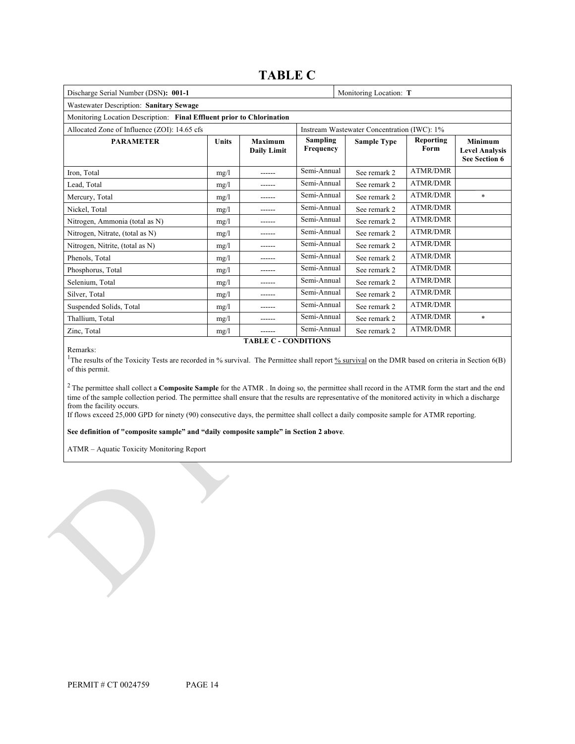# TABLE C

| Discharge Serial Number (DSN): **001-1** | | | | Monitoring Location: **T** | | |
|---|---|---|---|---|---|---|
| Wastewater Description: **Sanitary Sewage** | | | | | | |
| Monitoring Location Description: **Final Effluent prior to Chlorination** | | | | | | |
| Allocated Zone of Influence (ZOI): 14.65 cfs | | | Instream Wastewater Concentration (IWC): 1% | | | |
| **PARAMETER** | **Units** | **Maximum Daily Limit** | **Sampling Frequency** | **Sample Type** | **Reporting Form** | **Minimum Level Analysis See Section 6** |
| Iron, Total | mg/l | ------ | Semi-Annual | See remark 2 | ATMR/DMR | |
| Lead, Total | mg/l | ------ | Semi-Annual | See remark 2 | ATMR/DMR | |
| Mercury, Total | mg/l | ------ | Semi-Annual | See remark 2 | ATMR/DMR | * |
| Nickel, Total | mg/l | ------ | Semi-Annual | See remark 2 | ATMR/DMR | |
| Nitrogen, Ammonia (total as N) | mg/l | ------ | Semi-Annual | See remark 2 | ATMR/DMR | |
| Nitrogen, Nitrate, (total as N) | mg/l | ------ | Semi-Annual | See remark 2 | ATMR/DMR | |
| Nitrogen, Nitrite, (total as N) | mg/l | ------ | Semi-Annual | See remark 2 | ATMR/DMR | |
| Phenols, Total | mg/l | ------ | Semi-Annual | See remark 2 | ATMR/DMR | |
| Phosphorus, Total | mg/l | ------ | Semi-Annual | See remark 2 | ATMR/DMR | |
| Selenium, Total | mg/l | ------ | Semi-Annual | See remark 2 | ATMR/DMR | |
| Silver, Total | mg/l | ------ | Semi-Annual | See remark 2 | ATMR/DMR | |
| Suspended Solids, Total | mg/l | ------ | Semi-Annual | See remark 2 | ATMR/DMR | |
| Thallium, Total | mg/l | ------ | Semi-Annual | See remark 2 | ATMR/DMR | * |
| Zinc, Total | mg/l | ------ | Semi-Annual | See remark 2 | ATMR/DMR | |

**TABLE C - CONDITIONS**

Remarks:

[1]The results of the Toxicity Tests are recorded in % survival. The Permittee shall report % survival on the DMR based on criteria in Section 6(B) of this permit.

[2] The permittee shall collect a **Composite Sample** for the ATMR . In doing so, the permittee shall record in the ATMR form the start and the end time of the sample collection period. The permittee shall ensure that the results are representative of the monitored activity in which a discharge from the facility occurs.
If flows exceed 25,000 GPD for ninety (90) consecutive days, the permittee shall collect a daily composite sample for ATMR reporting.

**See definition of "composite sample" and "daily composite sample" in Section 2 above**.

ATMR – Aquatic Toxicity Monitoring Report

PERMIT # CT 0024759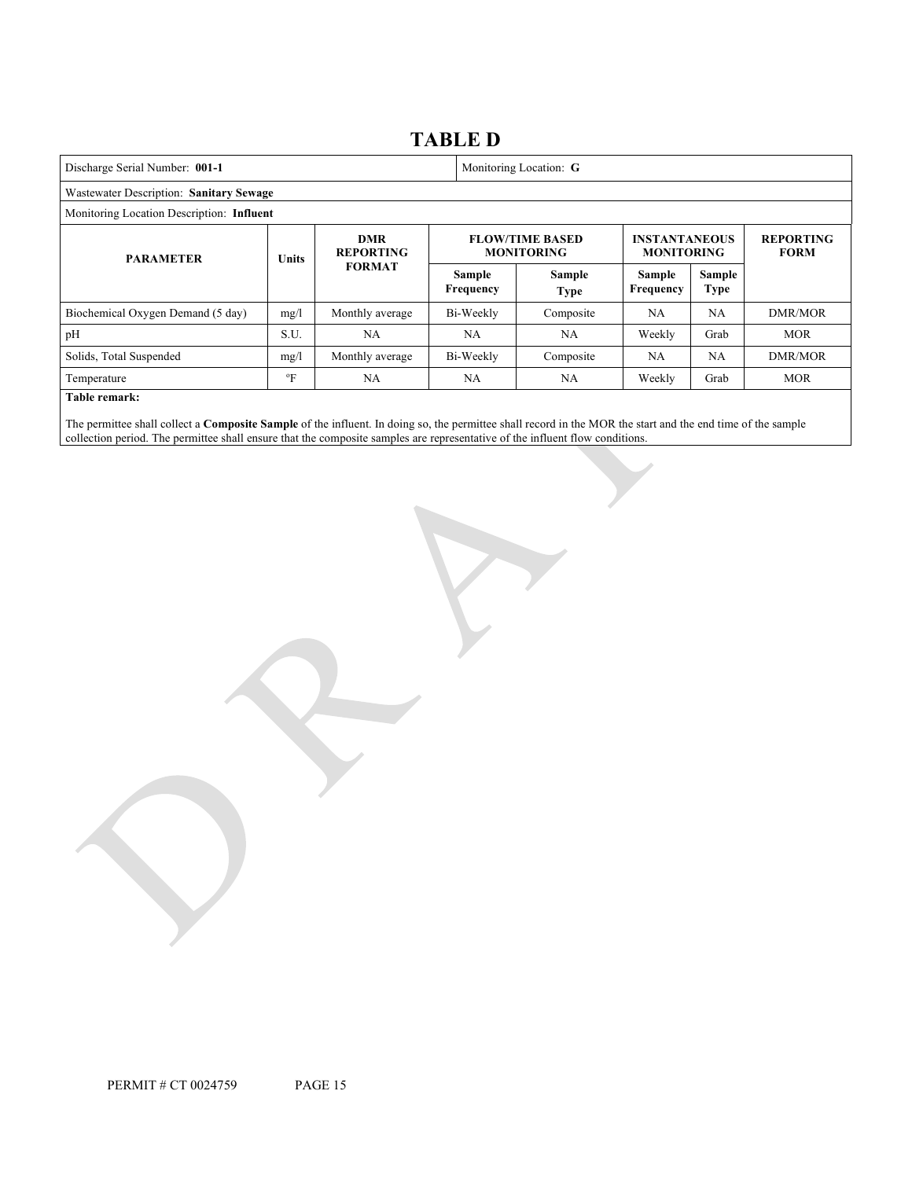# TABLE D

| Discharge Serial Number: **001-1** | | | | | Monitoring Location: **G** | | |
|---|---|---|---|---|---|---|---|
| Wastewater Description: **Sanitary Sewage** | | | | | | | |
| Monitoring Location Description: **Influent** | | | | | | | |
| **PARAMETER** | **Units** | **DMR REPORTING FORMAT** | **FLOW/TIME BASED MONITORING** | | **INSTANTANEOUS MONITORING** | | **REPORTING FORM** |
| | | | **Sample Frequency** | **Sample Type** | **Sample Frequency** | **Sample Type** | |
| Biochemical Oxygen Demand (5 day) | mg/l | Monthly average | Bi-Weekly | Composite | NA | NA | DMR/MOR |
| pH | S.U. | NA | NA | NA | Weekly | Grab | MOR |
| Solids, Total Suspended | mg/l | Monthly average | Bi-Weekly | Composite | NA | NA | DMR/MOR |
| Temperature | °F | NA | NA | NA | Weekly | Grab | MOR |

**Table remark:**

The permittee shall collect a **Composite Sample** of the influent. In doing so, the permittee shall record in the MOR the start and the end time of the sample collection period. The permittee shall ensure that the composite samples are representative of the influent flow conditions.

PERMIT # CT 0024759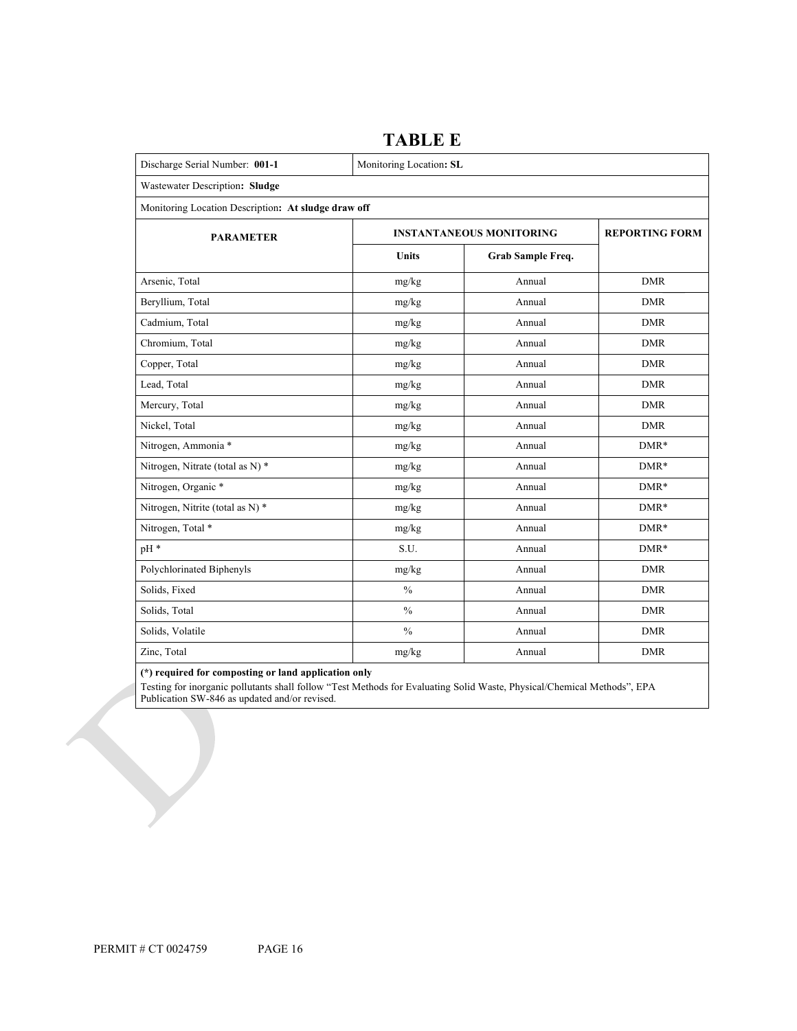# TABLE E

| Discharge Serial Number: **001-1** | Monitoring Location**: SL** | | |
|---|---|---|---|
| Wastewater Description**: Sludge** | | | |
| Monitoring Location Description**: At sludge draw off** | | | |
| **PARAMETER** | **INSTANTANEOUS MONITORING** | | **REPORTING FORM** |
| | **Units** | **Grab Sample Freq.** | |
| Arsenic, Total | mg/kg | Annual | DMR |
| Beryllium, Total | mg/kg | Annual | DMR |
| Cadmium, Total | mg/kg | Annual | DMR |
| Chromium, Total | mg/kg | Annual | DMR |
| Copper, Total | mg/kg | Annual | DMR |
| Lead, Total | mg/kg | Annual | DMR |
| Mercury, Total | mg/kg | Annual | DMR |
| Nickel, Total | mg/kg | Annual | DMR |
| Nitrogen, Ammonia * | mg/kg | Annual | DMR* |
| Nitrogen, Nitrate (total as N) * | mg/kg | Annual | DMR* |
| Nitrogen, Organic * | mg/kg | Annual | DMR* |
| Nitrogen, Nitrite (total as N) * | mg/kg | Annual | DMR* |
| Nitrogen, Total * | mg/kg | Annual | DMR* |
| pH * | S.U. | Annual | DMR* |
| Polychlorinated Biphenyls | mg/kg | Annual | DMR |
| Solids, Fixed | % | Annual | DMR |
| Solids, Total | % | Annual | DMR |
| Solids, Volatile | % | Annual | DMR |
| Zinc, Total | mg/kg | Annual | DMR |

**(*) required for composting or land application only**

Testing for inorganic pollutants shall follow "Test Methods for Evaluating Solid Waste, Physical/Chemical Methods", EPA Publication SW-846 as updated and/or revised.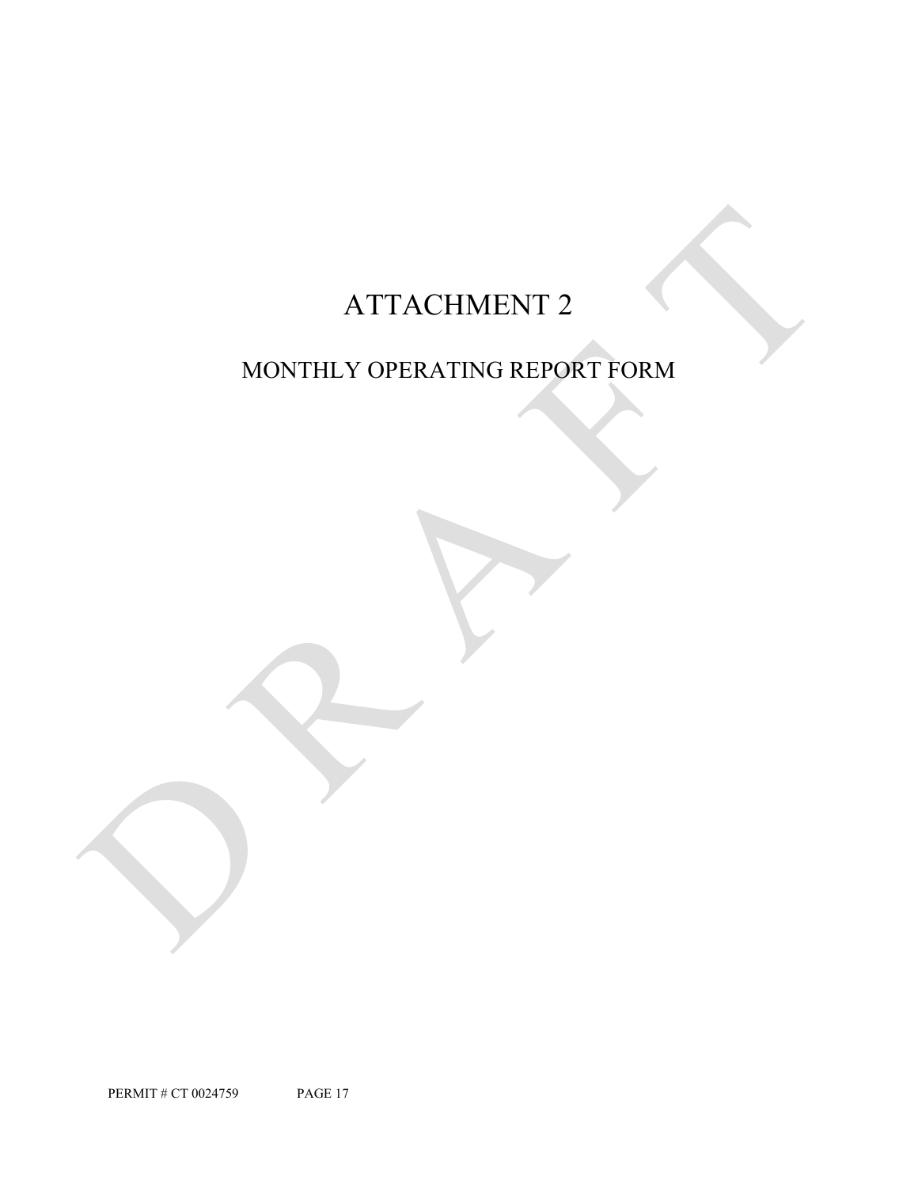# ATTACHMENT 2

## MONTHLY OPERATING REPORT FORM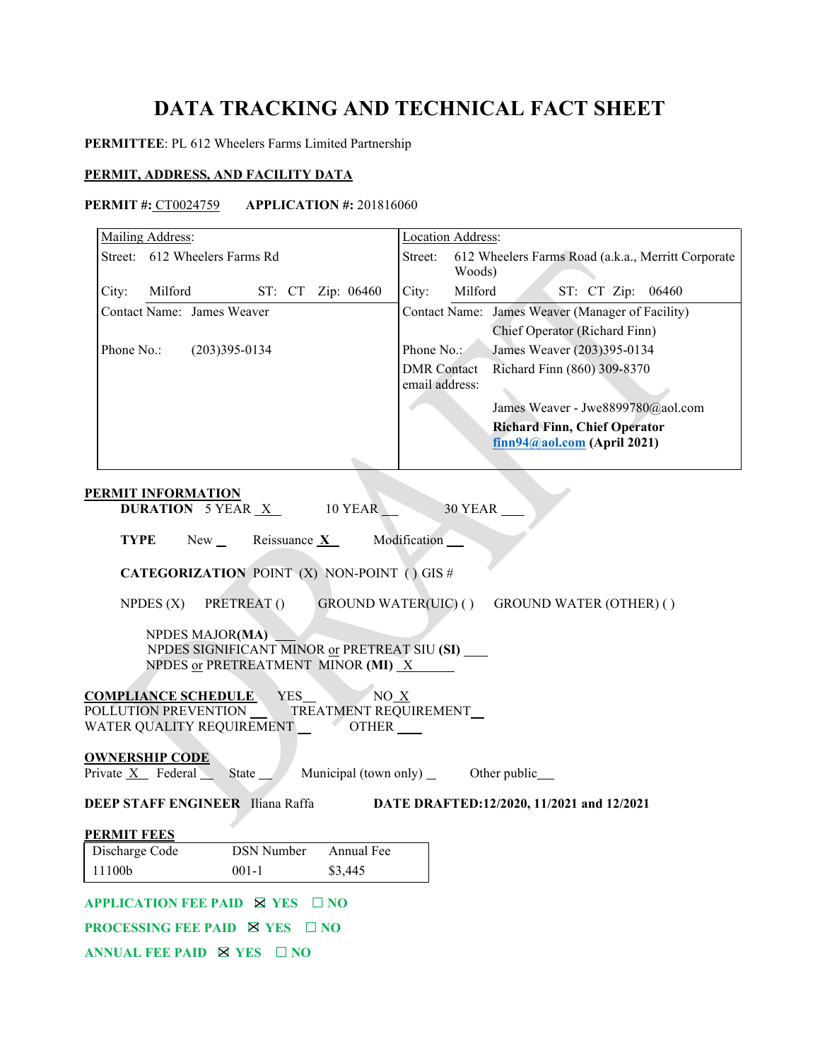# DATA TRACKING AND TECHNICAL FACT SHEET

**PERMITTEE**: PL 612 Wheelers Farms Limited Partnership

**PERMIT, ADDRESS, AND FACILITY DATA**

**PERMIT #:** CT0024759 **APPLICATION #:** 201816060

| Mailing Address: | Location Address: |
|---|---|
| Street: 612 Wheelers Farms Rd | Street: 612 Wheelers Farms Road (a.k.a., Merritt Corporate Woods) |
| City: Milford ST: CT Zip: 06460 | City: Milford ST: CT Zip: 06460 |
| Contact Name: James Weaver | Contact Name: James Weaver (Manager of Facility)<br>Chief Operator (Richard Finn) |
| Phone No.: (203)395-0134 | Phone No.: James Weaver (203)395-0134<br>Richard Finn (860) 309-8370 |
| | DMR Contact email address: James Weaver - Jwe8899780@aol.com<br>**Richard Finn, Chief Operator** **finn94@aol.com (April 2021)** |

**PERMIT INFORMATION**

**DURATION** 5 YEAR X 10 YEAR ___ 30 YEAR ___

**TYPE** New ___ Reissuance X Modification ___

**CATEGORIZATION** POINT (X) NON-POINT ( ) GIS #

NPDES (X) PRETREAT () GROUND WATER(UIC) ( ) GROUND WATER (OTHER) ( )

NPDES MAJOR**(MA)** ___
NPDES SIGNIFICANT MINOR or PRETREAT SIU **(SI)** ___
NPDES or PRETREATMENT MINOR **(MI)** X

**COMPLIANCE SCHEDULE** YES___ NO X
POLLUTION PREVENTION ___ TREATMENT REQUIREMENT ___
WATER QUALITY REQUIREMENT ___ OTHER ___

**OWNERSHIP CODE**
Private X Federal ___ State ___ Municipal (town only) ___ Other public ___

**DEEP STAFF ENGINEER** Iliana Raffa **DATE DRAFTED:12/2020, 11/2021 and 12/2021**

**PERMIT FEES**

| Discharge Code | DSN Number | Annual Fee |
|---|---|---|
| 11100b | 001-1 | $3,445 |

**APPLICATION FEE PAID** ☒ **YES** ☐ **NO**

**PROCESSING FEE PAID** ☒ **YES** ☐ **NO**

**ANNUAL FEE PAID** ☒ **YES** ☐ **NO**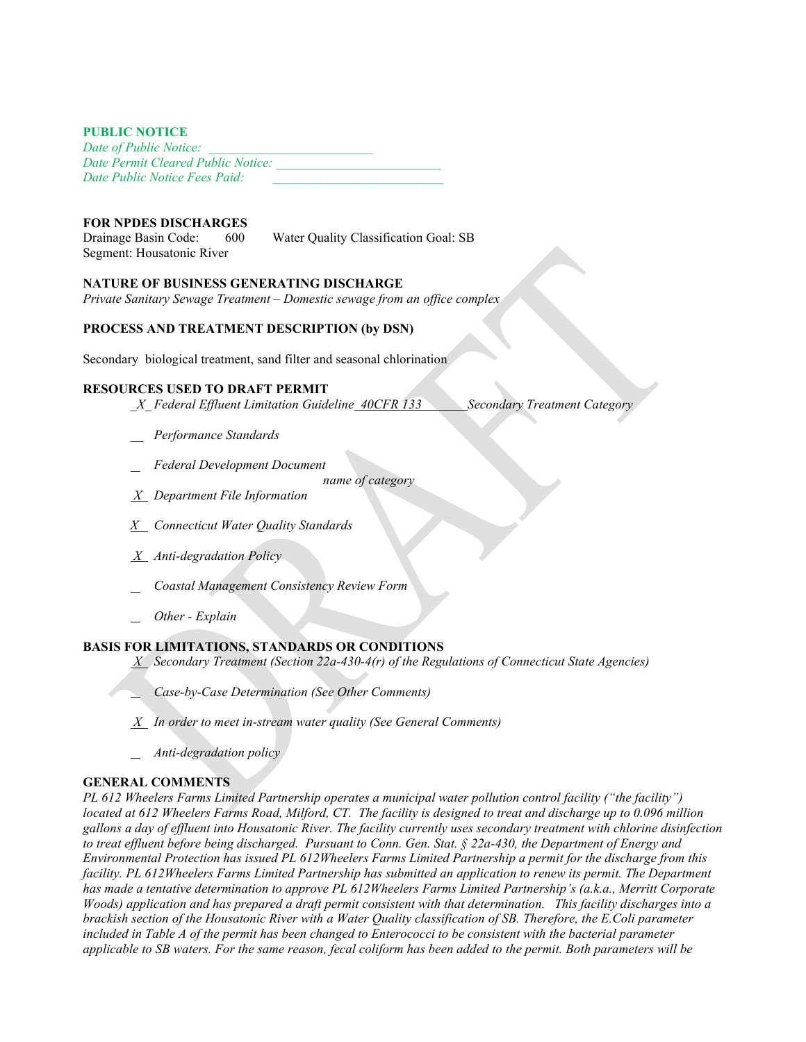**PUBLIC NOTICE**

*Date of Public Notice: _________________________*
*Date Permit Cleared Public Notice: _________________________*
*Date Public Notice Fees Paid: _________________________*

**FOR NPDES DISCHARGES**

Drainage Basin Code: 600  Water Quality Classification Goal: SB
Segment: Housatonic River

**NATURE OF BUSINESS GENERATING DISCHARGE**

*Private Sanitary Sewage Treatment – Domestic sewage from an office complex*

**PROCESS AND TREATMENT DESCRIPTION (by DSN)**

Secondary biological treatment, sand filter and seasonal chlorination

**RESOURCES USED TO DRAFT PERMIT**

_X_ *Federal Effluent Limitation Guideline* _40CFR 133_ *Secondary Treatment Category*

__ *Performance Standards*

_ *Federal Development Document* *name of category*

_X_ *Department File Information*

_X_ *Connecticut Water Quality Standards*

_X_ *Anti-degradation Policy*

_ *Coastal Management Consistency Review Form*

_ *Other - Explain*

**BASIS FOR LIMITATIONS, STANDARDS OR CONDITIONS**

_X_ *Secondary Treatment (Section 22a-430-4(r) of the Regulations of Connecticut State Agencies)*

_ *Case-by-Case Determination (See Other Comments)*

_X_ *In order to meet in-stream water quality (See General Comments)*

_ *Anti-degradation policy*

**GENERAL COMMENTS**

*PL 612 Wheelers Farms Limited Partnership operates a municipal water pollution control facility ("the facility") located at 612 Wheelers Farms Road, Milford, CT. The facility is designed to treat and discharge up to 0.096 million gallons a day of effluent into Housatonic River. The facility currently uses secondary treatment with chlorine disinfection to treat effluent before being discharged. Pursuant to Conn. Gen. Stat. § 22a-430, the Department of Energy and Environmental Protection has issued PL 612Wheelers Farms Limited Partnership a permit for the discharge from this facility. PL 612Wheelers Farms Limited Partnership has submitted an application to renew its permit. The Department has made a tentative determination to approve PL 612Wheelers Farms Limited Partnership's (a.k.a., Merritt Corporate Woods) application and has prepared a draft permit consistent with that determination. This facility discharges into a brackish section of the Housatonic River with a Water Quality classification of SB. Therefore, the E.Coli parameter included in Table A of the permit has been changed to Enterococci to be consistent with the bacterial parameter applicable to SB waters. For the same reason, fecal coliform has been added to the permit. Both parameters will be*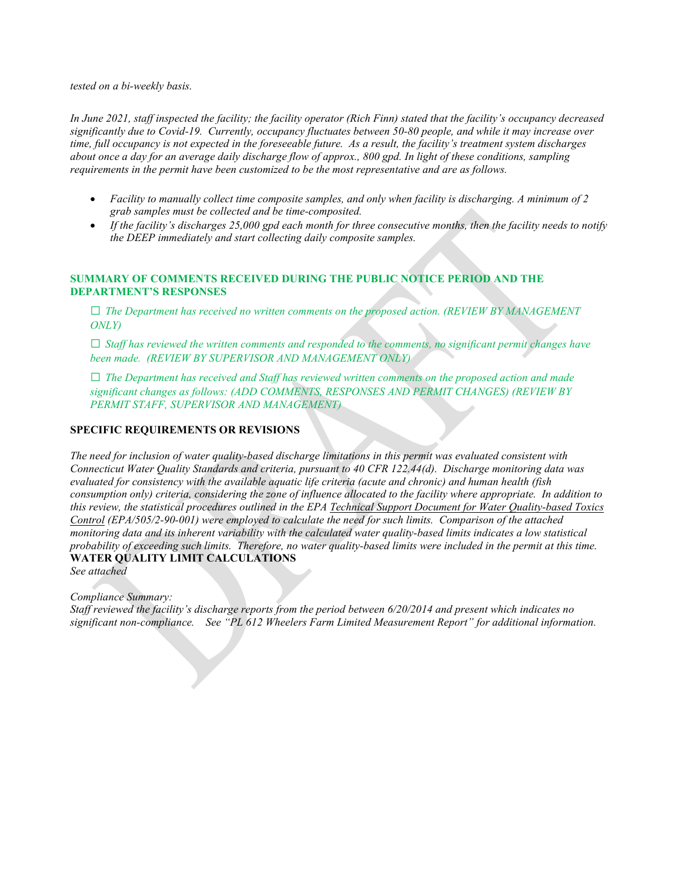*tested on a bi-weekly basis.*

*In June 2021, staff inspected the facility; the facility operator (Rich Finn) stated that the facility's occupancy decreased significantly due to Covid-19. Currently, occupancy fluctuates between 50-80 people, and while it may increase over time, full occupancy is not expected in the foreseeable future. As a result, the facility's treatment system discharges about once a day for an average daily discharge flow of approx., 800 gpd. In light of these conditions, sampling requirements in the permit have been customized to be the most representative and are as follows.*

- *Facility to manually collect time composite samples, and only when facility is discharging. A minimum of 2 grab samples must be collected and be time-composited.*
- *If the facility's discharges 25,000 gpd each month for three consecutive months, then the facility needs to notify the DEEP immediately and start collecting daily composite samples.*

## SUMMARY OF COMMENTS RECEIVED DURING THE PUBLIC NOTICE PERIOD AND THE DEPARTMENT'S RESPONSES

☐ *The Department has received no written comments on the proposed action. (REVIEW BY MANAGEMENT ONLY)*

☐ *Staff has reviewed the written comments and responded to the comments, no significant permit changes have been made. (REVIEW BY SUPERVISOR AND MANAGEMENT ONLY)*

☐ *The Department has received and Staff has reviewed written comments on the proposed action and made significant changes as follows: (ADD COMMENTS, RESPONSES AND PERMIT CHANGES) (REVIEW BY PERMIT STAFF, SUPERVISOR AND MANAGEMENT)*

## SPECIFIC REQUIREMENTS OR REVISIONS

*The need for inclusion of water quality-based discharge limitations in this permit was evaluated consistent with Connecticut Water Quality Standards and criteria, pursuant to 40 CFR 122.44(d). Discharge monitoring data was evaluated for consistency with the available aquatic life criteria (acute and chronic) and human health (fish consumption only) criteria, considering the zone of influence allocated to the facility where appropriate. In addition to this review, the statistical procedures outlined in the EPA Technical Support Document for Water Quality-based Toxics Control (EPA/505/2-90-001) were employed to calculate the need for such limits. Comparison of the attached monitoring data and its inherent variability with the calculated water quality-based limits indicates a low statistical probability of exceeding such limits. Therefore, no water quality-based limits were included in the permit at this time.*

## WATER QUALITY LIMIT CALCULATIONS

*See attached*

*Compliance Summary:*
*Staff reviewed the facility's discharge reports from the period between 6/20/2014 and present which indicates no significant non-compliance. See "PL 612 Wheelers Farm Limited Measurement Report" for additional information.*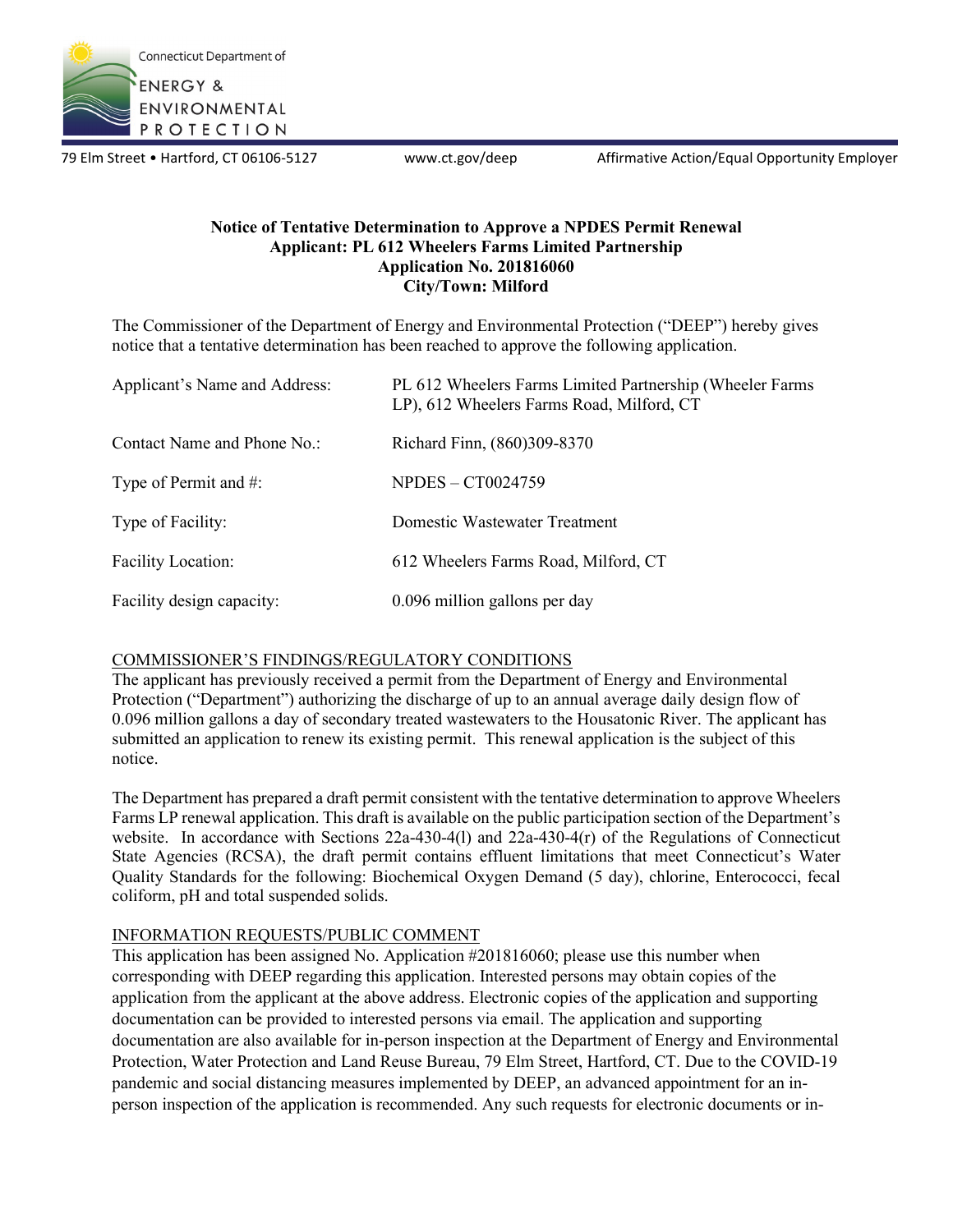Connecticut Department of

ENERGY & ENVIRONMENTAL PROTECTION

79 Elm Street • Hartford, CT 06106-5127 www.ct.gov/deep Affirmative Action/Equal Opportunity Employer

**Notice of Tentative Determination to Approve a NPDES Permit Renewal**
**Applicant: PL 612 Wheelers Farms Limited Partnership**
**Application No. 201816060**
**City/Town: Milford**

The Commissioner of the Department of Energy and Environmental Protection ("DEEP") hereby gives notice that a tentative determination has been reached to approve the following application.

| | |
|---|---|
| Applicant's Name and Address: | PL 612 Wheelers Farms Limited Partnership (Wheeler Farms LP), 612 Wheelers Farms Road, Milford, CT |
| Contact Name and Phone No.: | Richard Finn, (860)309-8370 |
| Type of Permit and #: | NPDES – CT0024759 |
| Type of Facility: | Domestic Wastewater Treatment |
| Facility Location: | 612 Wheelers Farms Road, Milford, CT |
| Facility design capacity: | 0.096 million gallons per day |

COMMISSIONER'S FINDINGS/REGULATORY CONDITIONS

The applicant has previously received a permit from the Department of Energy and Environmental Protection ("Department") authorizing the discharge of up to an annual average daily design flow of 0.096 million gallons a day of secondary treated wastewaters to the Housatonic River. The applicant has submitted an application to renew its existing permit. This renewal application is the subject of this notice.

The Department has prepared a draft permit consistent with the tentative determination to approve Wheelers Farms LP renewal application. This draft is available on the public participation section of the Department's website. In accordance with Sections 22a-430-4(l) and 22a-430-4(r) of the Regulations of Connecticut State Agencies (RCSA), the draft permit contains effluent limitations that meet Connecticut's Water Quality Standards for the following: Biochemical Oxygen Demand (5 day), chlorine, Enterococci, fecal coliform, pH and total suspended solids.

INFORMATION REQUESTS/PUBLIC COMMENT

This application has been assigned No. Application #201816060; please use this number when corresponding with DEEP regarding this application. Interested persons may obtain copies of the application from the applicant at the above address. Electronic copies of the application and supporting documentation can be provided to interested persons via email. The application and supporting documentation are also available for in-person inspection at the Department of Energy and Environmental Protection, Water Protection and Land Reuse Bureau, 79 Elm Street, Hartford, CT. Due to the COVID-19 pandemic and social distancing measures implemented by DEEP, an advanced appointment for an in-person inspection of the application is recommended. Any such requests for electronic documents or in-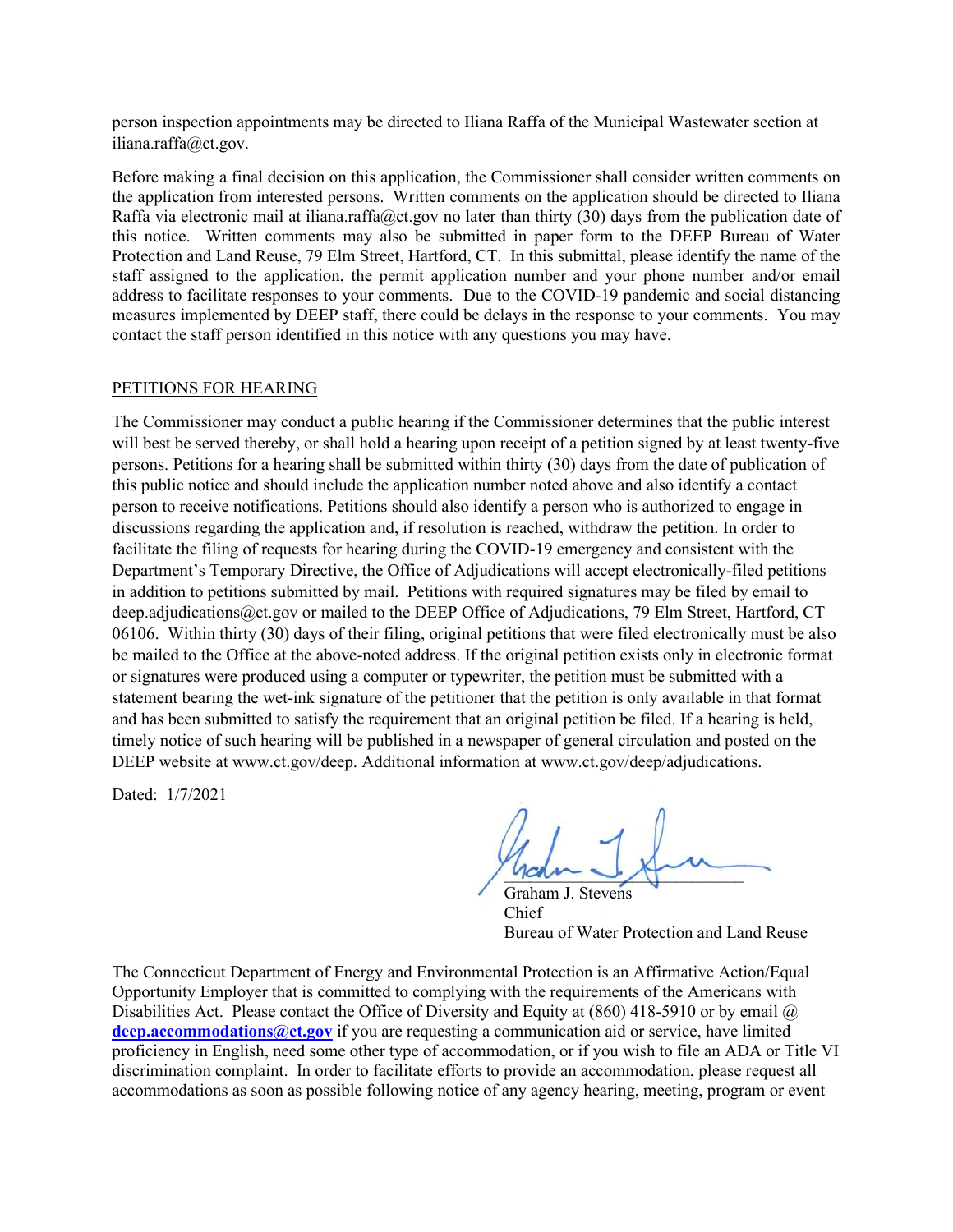person inspection appointments may be directed to Iliana Raffa of the Municipal Wastewater section at iliana.raffa@ct.gov.

Before making a final decision on this application, the Commissioner shall consider written comments on the application from interested persons. Written comments on the application should be directed to Iliana Raffa via electronic mail at iliana.raffa@ct.gov no later than thirty (30) days from the publication date of this notice. Written comments may also be submitted in paper form to the DEEP Bureau of Water Protection and Land Reuse, 79 Elm Street, Hartford, CT. In this submittal, please identify the name of the staff assigned to the application, the permit application number and your phone number and/or email address to facilitate responses to your comments. Due to the COVID-19 pandemic and social distancing measures implemented by DEEP staff, there could be delays in the response to your comments. You may contact the staff person identified in this notice with any questions you may have.

PETITIONS FOR HEARING

The Commissioner may conduct a public hearing if the Commissioner determines that the public interest will best be served thereby, or shall hold a hearing upon receipt of a petition signed by at least twenty-five persons. Petitions for a hearing shall be submitted within thirty (30) days from the date of publication of this public notice and should include the application number noted above and also identify a contact person to receive notifications. Petitions should also identify a person who is authorized to engage in discussions regarding the application and, if resolution is reached, withdraw the petition. In order to facilitate the filing of requests for hearing during the COVID-19 emergency and consistent with the Department's Temporary Directive, the Office of Adjudications will accept electronically-filed petitions in addition to petitions submitted by mail. Petitions with required signatures may be filed by email to deep.adjudications@ct.gov or mailed to the DEEP Office of Adjudications, 79 Elm Street, Hartford, CT 06106. Within thirty (30) days of their filing, original petitions that were filed electronically must be also be mailed to the Office at the above-noted address. If the original petition exists only in electronic format or signatures were produced using a computer or typewriter, the petition must be submitted with a statement bearing the wet-ink signature of the petitioner that the petition is only available in that format and has been submitted to satisfy the requirement that an original petition be filed. If a hearing is held, timely notice of such hearing will be published in a newspaper of general circulation and posted on the DEEP website at www.ct.gov/deep. Additional information at www.ct.gov/deep/adjudications.

Dated: 1/7/2021

Graham J. Stevens
Chief
Bureau of Water Protection and Land Reuse

The Connecticut Department of Energy and Environmental Protection is an Affirmative Action/Equal Opportunity Employer that is committed to complying with the requirements of the Americans with Disabilities Act. Please contact the Office of Diversity and Equity at (860) 418-5910 or by email @ **deep.accommodations@ct.gov** if you are requesting a communication aid or service, have limited proficiency in English, need some other type of accommodation, or if you wish to file an ADA or Title VI discrimination complaint. In order to facilitate efforts to provide an accommodation, please request all accommodations as soon as possible following notice of any agency hearing, meeting, program or event